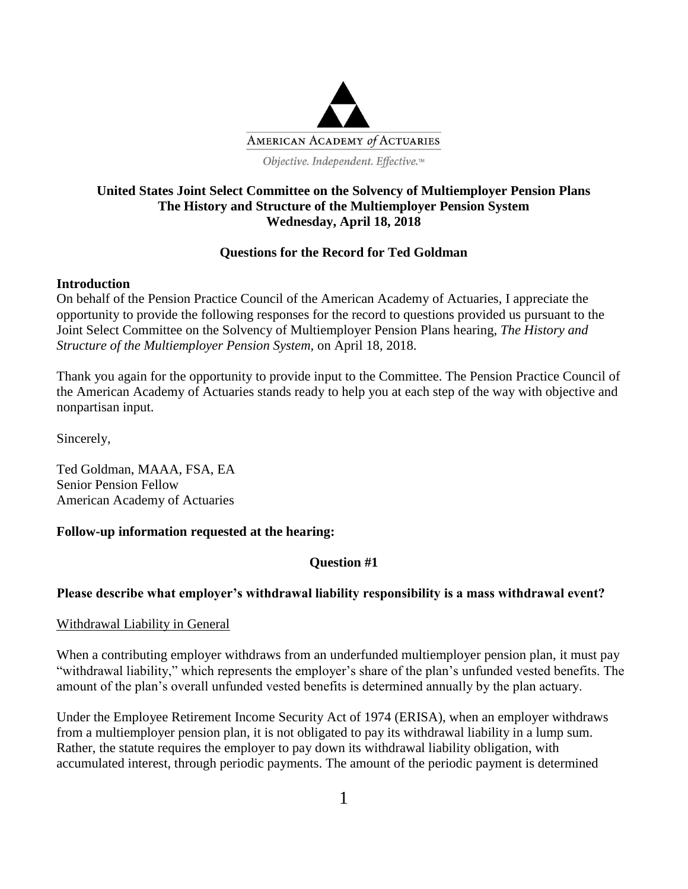AMERICAN ACADEMY *of* ACTUARIES

*Objective. Independent. Effective.™*

**United States Joint Select Committee on the Solvency of Multiemployer Pension Plans**
**The History and Structure of the Multiemployer Pension System**
**Wednesday, April 18, 2018**

## Questions for the Record for Ted Goldman

**Introduction**

On behalf of the Pension Practice Council of the American Academy of Actuaries, I appreciate the opportunity to provide the following responses for the record to questions provided us pursuant to the Joint Select Committee on the Solvency of Multiemployer Pension Plans hearing, *The History and Structure of the Multiemployer Pension System*, on April 18, 2018.

Thank you again for the opportunity to provide input to the Committee. The Pension Practice Council of the American Academy of Actuaries stands ready to help you at each step of the way with objective and nonpartisan input.

Sincerely,

Ted Goldman, MAAA, FSA, EA
Senior Pension Fellow
American Academy of Actuaries

**Follow-up information requested at the hearing:**

### Question #1

**Please describe what employer's withdrawal liability responsibility is a mass withdrawal event?**

Withdrawal Liability in General

When a contributing employer withdraws from an underfunded multiemployer pension plan, it must pay "withdrawal liability," which represents the employer's share of the plan's unfunded vested benefits. The amount of the plan's overall unfunded vested benefits is determined annually by the plan actuary.

Under the Employee Retirement Income Security Act of 1974 (ERISA), when an employer withdraws from a multiemployer pension plan, it is not obligated to pay its withdrawal liability in a lump sum. Rather, the statute requires the employer to pay down its withdrawal liability obligation, with accumulated interest, through periodic payments. The amount of the periodic payment is determined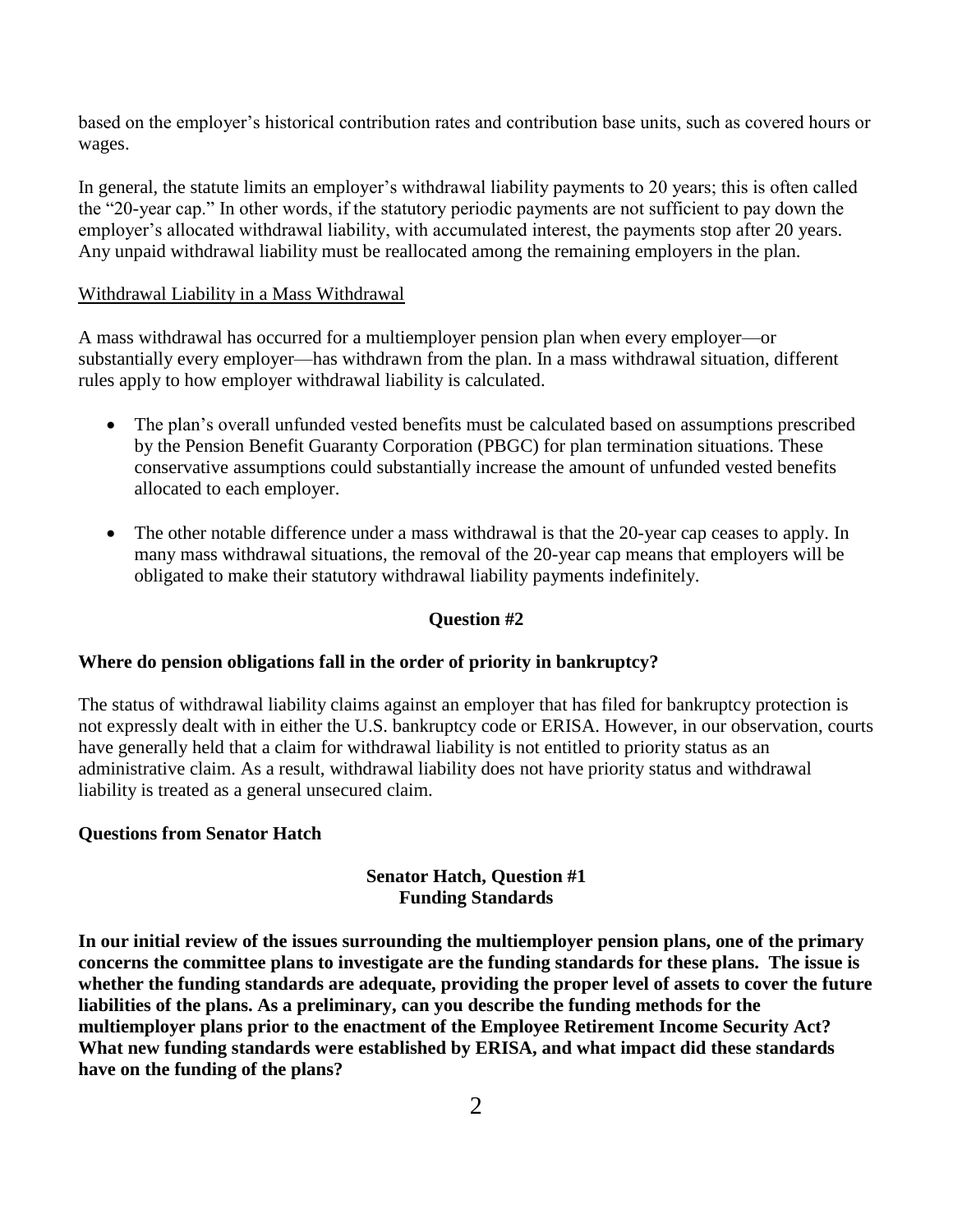based on the employer's historical contribution rates and contribution base units, such as covered hours or wages.

In general, the statute limits an employer's withdrawal liability payments to 20 years; this is often called the "20-year cap." In other words, if the statutory periodic payments are not sufficient to pay down the employer's allocated withdrawal liability, with accumulated interest, the payments stop after 20 years. Any unpaid withdrawal liability must be reallocated among the remaining employers in the plan.

<u>Withdrawal Liability in a Mass Withdrawal</u>

A mass withdrawal has occurred for a multiemployer pension plan when every employer—or substantially every employer—has withdrawn from the plan. In a mass withdrawal situation, different rules apply to how employer withdrawal liability is calculated.

- The plan's overall unfunded vested benefits must be calculated based on assumptions prescribed by the Pension Benefit Guaranty Corporation (PBGC) for plan termination situations. These conservative assumptions could substantially increase the amount of unfunded vested benefits allocated to each employer.
- The other notable difference under a mass withdrawal is that the 20-year cap ceases to apply. In many mass withdrawal situations, the removal of the 20-year cap means that employers will be obligated to make their statutory withdrawal liability payments indefinitely.

**Question #2**

**Where do pension obligations fall in the order of priority in bankruptcy?**

The status of withdrawal liability claims against an employer that has filed for bankruptcy protection is not expressly dealt with in either the U.S. bankruptcy code or ERISA. However, in our observation, courts have generally held that a claim for withdrawal liability is not entitled to priority status as an administrative claim. As a result, withdrawal liability does not have priority status and withdrawal liability is treated as a general unsecured claim.

**Questions from Senator Hatch**

**Senator Hatch, Question #1**
**Funding Standards**

**In our initial review of the issues surrounding the multiemployer pension plans, one of the primary concerns the committee plans to investigate are the funding standards for these plans. The issue is whether the funding standards are adequate, providing the proper level of assets to cover the future liabilities of the plans. As a preliminary, can you describe the funding methods for the multiemployer plans prior to the enactment of the Employee Retirement Income Security Act? What new funding standards were established by ERISA, and what impact did these standards have on the funding of the plans?**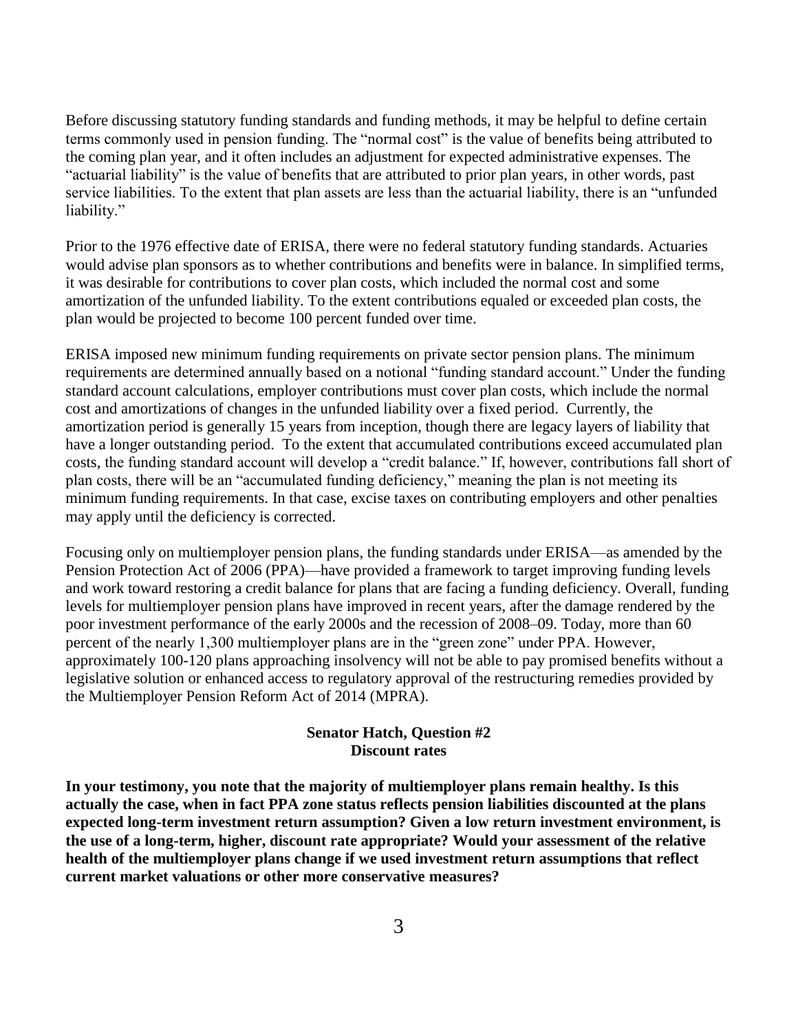Before discussing statutory funding standards and funding methods, it may be helpful to define certain terms commonly used in pension funding. The "normal cost" is the value of benefits being attributed to the coming plan year, and it often includes an adjustment for expected administrative expenses. The "actuarial liability" is the value of benefits that are attributed to prior plan years, in other words, past service liabilities. To the extent that plan assets are less than the actuarial liability, there is an "unfunded liability."

Prior to the 1976 effective date of ERISA, there were no federal statutory funding standards. Actuaries would advise plan sponsors as to whether contributions and benefits were in balance. In simplified terms, it was desirable for contributions to cover plan costs, which included the normal cost and some amortization of the unfunded liability. To the extent contributions equaled or exceeded plan costs, the plan would be projected to become 100 percent funded over time.

ERISA imposed new minimum funding requirements on private sector pension plans. The minimum requirements are determined annually based on a notional "funding standard account." Under the funding standard account calculations, employer contributions must cover plan costs, which include the normal cost and amortizations of changes in the unfunded liability over a fixed period. Currently, the amortization period is generally 15 years from inception, though there are legacy layers of liability that have a longer outstanding period. To the extent that accumulated contributions exceed accumulated plan costs, the funding standard account will develop a "credit balance." If, however, contributions fall short of plan costs, there will be an "accumulated funding deficiency," meaning the plan is not meeting its minimum funding requirements. In that case, excise taxes on contributing employers and other penalties may apply until the deficiency is corrected.

Focusing only on multiemployer pension plans, the funding standards under ERISA—as amended by the Pension Protection Act of 2006 (PPA)—have provided a framework to target improving funding levels and work toward restoring a credit balance for plans that are facing a funding deficiency. Overall, funding levels for multiemployer pension plans have improved in recent years, after the damage rendered by the poor investment performance of the early 2000s and the recession of 2008–09. Today, more than 60 percent of the nearly 1,300 multiemployer plans are in the "green zone" under PPA. However, approximately 100-120 plans approaching insolvency will not be able to pay promised benefits without a legislative solution or enhanced access to regulatory approval of the restructuring remedies provided by the Multiemployer Pension Reform Act of 2014 (MPRA).

**Senator Hatch, Question #2**
**Discount rates**

**In your testimony, you note that the majority of multiemployer plans remain healthy. Is this actually the case, when in fact PPA zone status reflects pension liabilities discounted at the plans expected long-term investment return assumption? Given a low return investment environment, is the use of a long-term, higher, discount rate appropriate? Would your assessment of the relative health of the multiemployer plans change if we used investment return assumptions that reflect current market valuations or other more conservative measures?**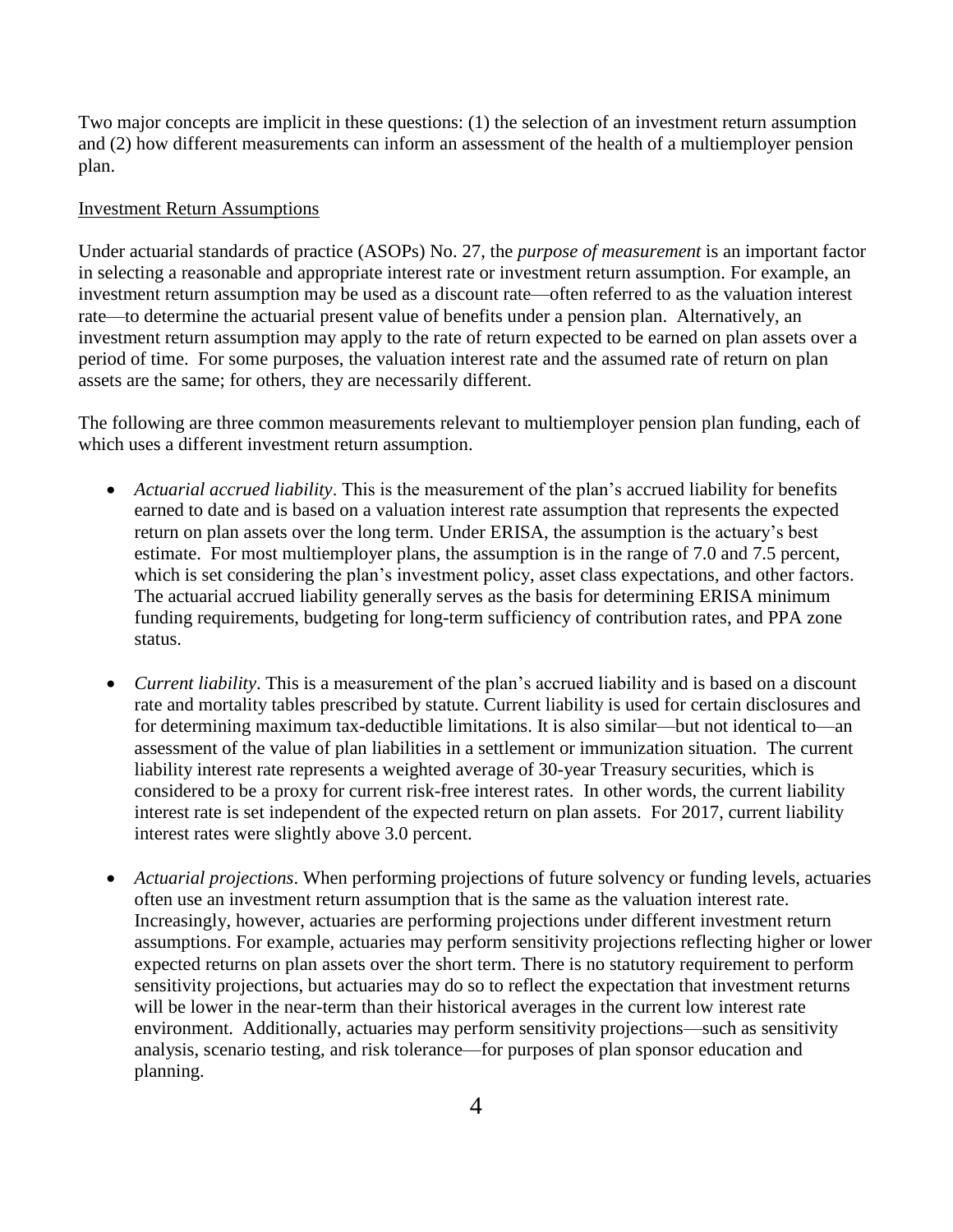Two major concepts are implicit in these questions: (1) the selection of an investment return assumption and (2) how different measurements can inform an assessment of the health of a multiemployer pension plan.

Investment Return Assumptions

Under actuarial standards of practice (ASOPs) No. 27, the *purpose of measurement* is an important factor in selecting a reasonable and appropriate interest rate or investment return assumption. For example, an investment return assumption may be used as a discount rate—often referred to as the valuation interest rate—to determine the actuarial present value of benefits under a pension plan. Alternatively, an investment return assumption may apply to the rate of return expected to be earned on plan assets over a period of time. For some purposes, the valuation interest rate and the assumed rate of return on plan assets are the same; for others, they are necessarily different.

The following are three common measurements relevant to multiemployer pension plan funding, each of which uses a different investment return assumption.

- *Actuarial accrued liability*. This is the measurement of the plan's accrued liability for benefits earned to date and is based on a valuation interest rate assumption that represents the expected return on plan assets over the long term. Under ERISA, the assumption is the actuary's best estimate. For most multiemployer plans, the assumption is in the range of 7.0 and 7.5 percent, which is set considering the plan's investment policy, asset class expectations, and other factors. The actuarial accrued liability generally serves as the basis for determining ERISA minimum funding requirements, budgeting for long-term sufficiency of contribution rates, and PPA zone status.

- *Current liability*. This is a measurement of the plan's accrued liability and is based on a discount rate and mortality tables prescribed by statute. Current liability is used for certain disclosures and for determining maximum tax-deductible limitations. It is also similar—but not identical to—an assessment of the value of plan liabilities in a settlement or immunization situation. The current liability interest rate represents a weighted average of 30-year Treasury securities, which is considered to be a proxy for current risk-free interest rates. In other words, the current liability interest rate is set independent of the expected return on plan assets. For 2017, current liability interest rates were slightly above 3.0 percent.

- *Actuarial projections*. When performing projections of future solvency or funding levels, actuaries often use an investment return assumption that is the same as the valuation interest rate. Increasingly, however, actuaries are performing projections under different investment return assumptions. For example, actuaries may perform sensitivity projections reflecting higher or lower expected returns on plan assets over the short term. There is no statutory requirement to perform sensitivity projections, but actuaries may do so to reflect the expectation that investment returns will be lower in the near-term than their historical averages in the current low interest rate environment. Additionally, actuaries may perform sensitivity projections—such as sensitivity analysis, scenario testing, and risk tolerance—for purposes of plan sponsor education and planning.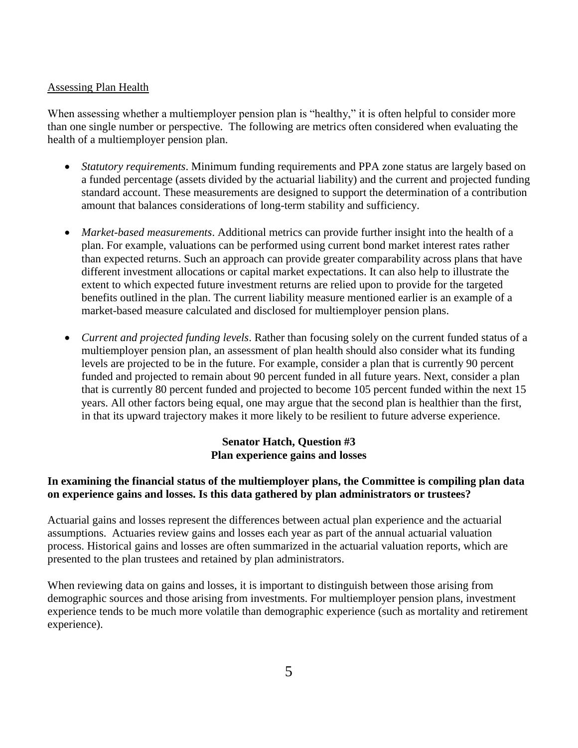Assessing Plan Health

When assessing whether a multiemployer pension plan is "healthy," it is often helpful to consider more than one single number or perspective. The following are metrics often considered when evaluating the health of a multiemployer pension plan.

- *Statutory requirements*. Minimum funding requirements and PPA zone status are largely based on a funded percentage (assets divided by the actuarial liability) and the current and projected funding standard account. These measurements are designed to support the determination of a contribution amount that balances considerations of long-term stability and sufficiency.

- *Market-based measurements*. Additional metrics can provide further insight into the health of a plan. For example, valuations can be performed using current bond market interest rates rather than expected returns. Such an approach can provide greater comparability across plans that have different investment allocations or capital market expectations. It can also help to illustrate the extent to which expected future investment returns are relied upon to provide for the targeted benefits outlined in the plan. The current liability measure mentioned earlier is an example of a market-based measure calculated and disclosed for multiemployer pension plans.

- *Current and projected funding levels*. Rather than focusing solely on the current funded status of a multiemployer pension plan, an assessment of plan health should also consider what its funding levels are projected to be in the future. For example, consider a plan that is currently 90 percent funded and projected to remain about 90 percent funded in all future years. Next, consider a plan that is currently 80 percent funded and projected to become 105 percent funded within the next 15 years. All other factors being equal, one may argue that the second plan is healthier than the first, in that its upward trajectory makes it more likely to be resilient to future adverse experience.

## Senator Hatch, Question #3
## Plan experience gains and losses

**In examining the financial status of the multiemployer plans, the Committee is compiling plan data on experience gains and losses. Is this data gathered by plan administrators or trustees?**

Actuarial gains and losses represent the differences between actual plan experience and the actuarial assumptions. Actuaries review gains and losses each year as part of the annual actuarial valuation process. Historical gains and losses are often summarized in the actuarial valuation reports, which are presented to the plan trustees and retained by plan administrators.

When reviewing data on gains and losses, it is important to distinguish between those arising from demographic sources and those arising from investments. For multiemployer pension plans, investment experience tends to be much more volatile than demographic experience (such as mortality and retirement experience).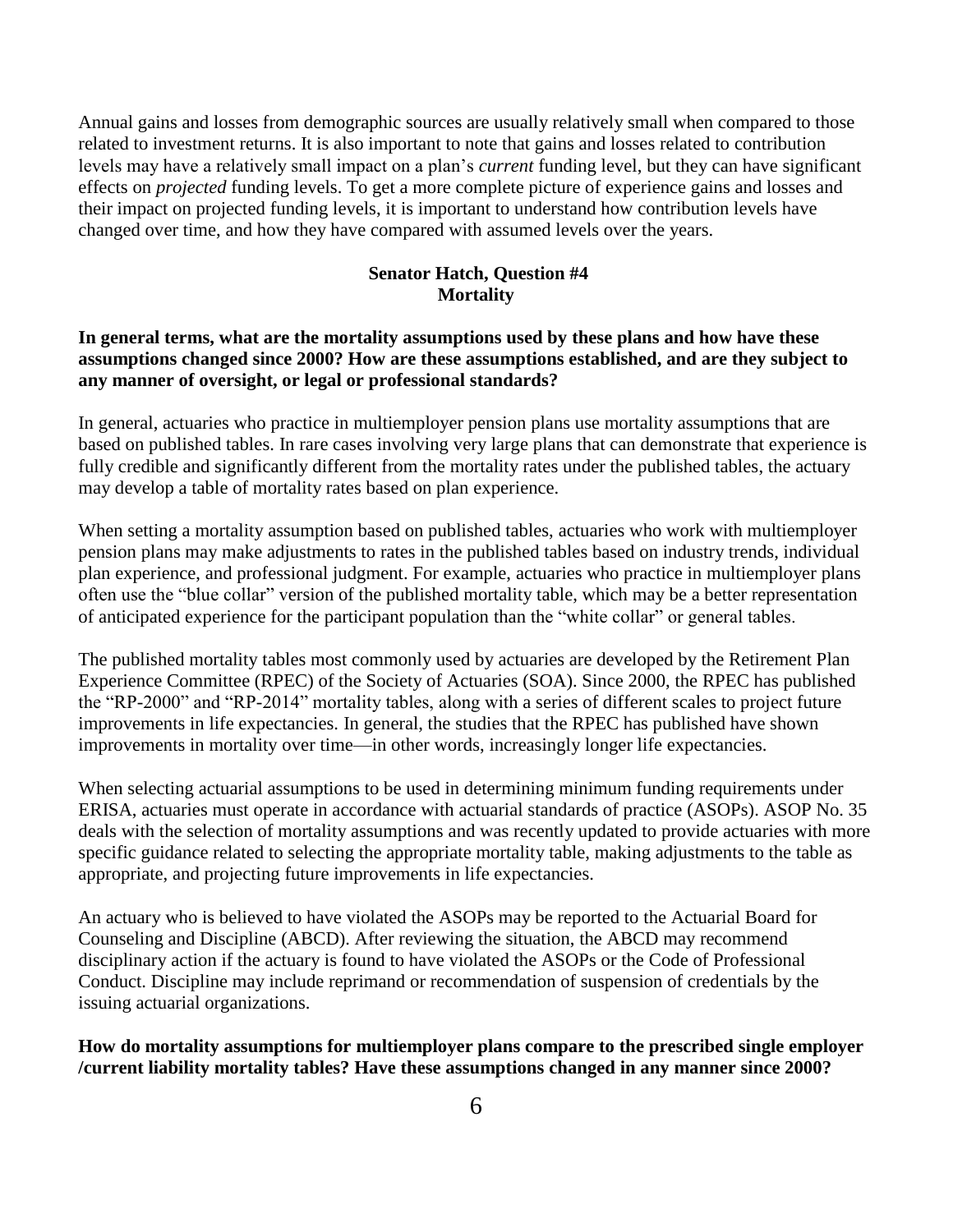Annual gains and losses from demographic sources are usually relatively small when compared to those related to investment returns. It is also important to note that gains and losses related to contribution levels may have a relatively small impact on a plan's *current* funding level, but they can have significant effects on *projected* funding levels. To get a more complete picture of experience gains and losses and their impact on projected funding levels, it is important to understand how contribution levels have changed over time, and how they have compared with assumed levels over the years.

## Senator Hatch, Question #4
## Mortality

**In general terms, what are the mortality assumptions used by these plans and how have these assumptions changed since 2000? How are these assumptions established, and are they subject to any manner of oversight, or legal or professional standards?**

In general, actuaries who practice in multiemployer pension plans use mortality assumptions that are based on published tables. In rare cases involving very large plans that can demonstrate that experience is fully credible and significantly different from the mortality rates under the published tables, the actuary may develop a table of mortality rates based on plan experience.

When setting a mortality assumption based on published tables, actuaries who work with multiemployer pension plans may make adjustments to rates in the published tables based on industry trends, individual plan experience, and professional judgment. For example, actuaries who practice in multiemployer plans often use the "blue collar" version of the published mortality table, which may be a better representation of anticipated experience for the participant population than the "white collar" or general tables.

The published mortality tables most commonly used by actuaries are developed by the Retirement Plan Experience Committee (RPEC) of the Society of Actuaries (SOA). Since 2000, the RPEC has published the "RP-2000" and "RP-2014" mortality tables, along with a series of different scales to project future improvements in life expectancies. In general, the studies that the RPEC has published have shown improvements in mortality over time—in other words, increasingly longer life expectancies.

When selecting actuarial assumptions to be used in determining minimum funding requirements under ERISA, actuaries must operate in accordance with actuarial standards of practice (ASOPs). ASOP No. 35 deals with the selection of mortality assumptions and was recently updated to provide actuaries with more specific guidance related to selecting the appropriate mortality table, making adjustments to the table as appropriate, and projecting future improvements in life expectancies.

An actuary who is believed to have violated the ASOPs may be reported to the Actuarial Board for Counseling and Discipline (ABCD). After reviewing the situation, the ABCD may recommend disciplinary action if the actuary is found to have violated the ASOPs or the Code of Professional Conduct. Discipline may include reprimand or recommendation of suspension of credentials by the issuing actuarial organizations.

**How do mortality assumptions for multiemployer plans compare to the prescribed single employer /current liability mortality tables? Have these assumptions changed in any manner since 2000?**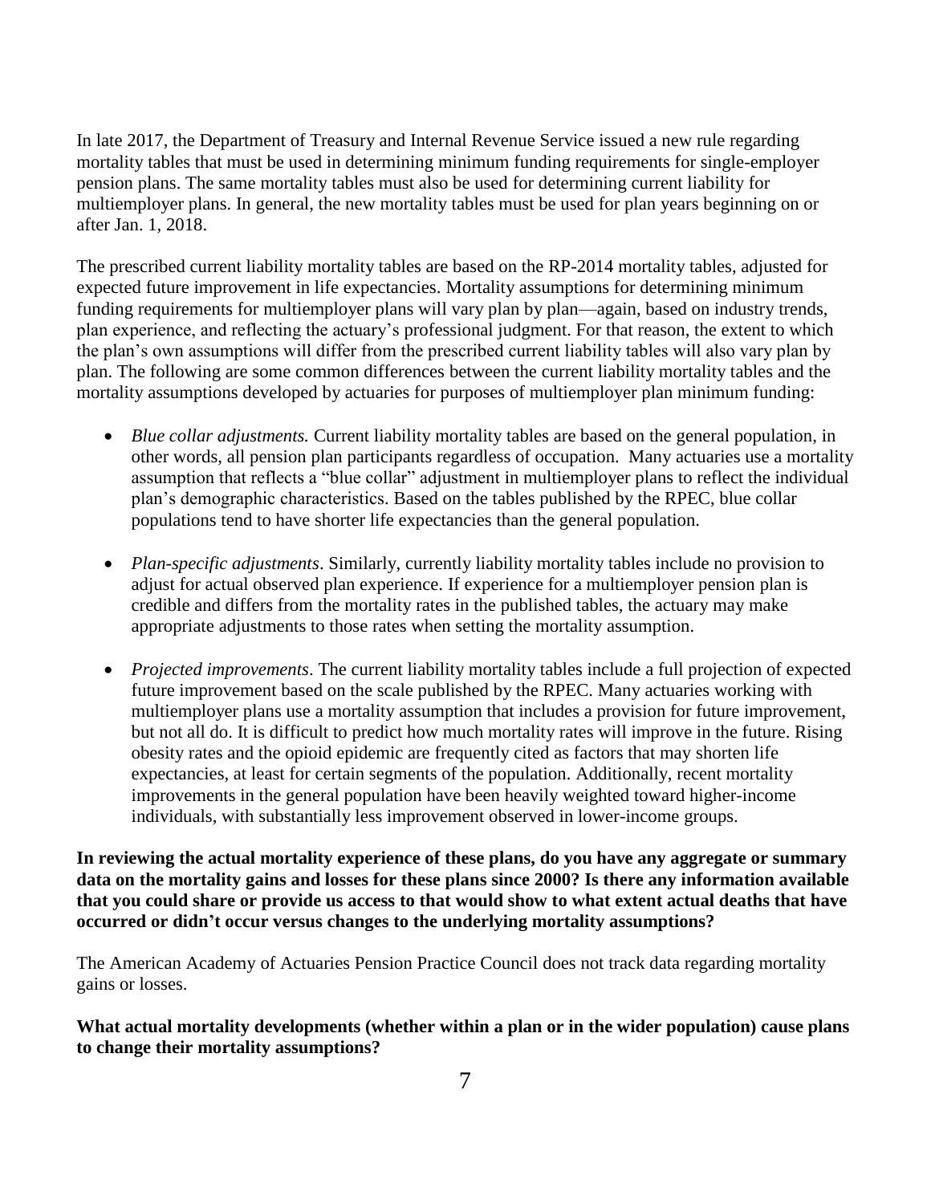In late 2017, the Department of Treasury and Internal Revenue Service issued a new rule regarding mortality tables that must be used in determining minimum funding requirements for single-employer pension plans. The same mortality tables must also be used for determining current liability for multiemployer plans. In general, the new mortality tables must be used for plan years beginning on or after Jan. 1, 2018.

The prescribed current liability mortality tables are based on the RP-2014 mortality tables, adjusted for expected future improvement in life expectancies. Mortality assumptions for determining minimum funding requirements for multiemployer plans will vary plan by plan—again, based on industry trends, plan experience, and reflecting the actuary's professional judgment. For that reason, the extent to which the plan's own assumptions will differ from the prescribed current liability tables will also vary plan by plan. The following are some common differences between the current liability mortality tables and the mortality assumptions developed by actuaries for purposes of multiemployer plan minimum funding:

- *Blue collar adjustments.* Current liability mortality tables are based on the general population, in other words, all pension plan participants regardless of occupation. Many actuaries use a mortality assumption that reflects a "blue collar" adjustment in multiemployer plans to reflect the individual plan's demographic characteristics. Based on the tables published by the RPEC, blue collar populations tend to have shorter life expectancies than the general population.

- *Plan-specific adjustments*. Similarly, currently liability mortality tables include no provision to adjust for actual observed plan experience. If experience for a multiemployer pension plan is credible and differs from the mortality rates in the published tables, the actuary may make appropriate adjustments to those rates when setting the mortality assumption.

- *Projected improvements*. The current liability mortality tables include a full projection of expected future improvement based on the scale published by the RPEC. Many actuaries working with multiemployer plans use a mortality assumption that includes a provision for future improvement, but not all do. It is difficult to predict how much mortality rates will improve in the future. Rising obesity rates and the opioid epidemic are frequently cited as factors that may shorten life expectancies, at least for certain segments of the population. Additionally, recent mortality improvements in the general population have been heavily weighted toward higher-income individuals, with substantially less improvement observed in lower-income groups.

**In reviewing the actual mortality experience of these plans, do you have any aggregate or summary data on the mortality gains and losses for these plans since 2000? Is there any information available that you could share or provide us access to that would show to what extent actual deaths that have occurred or didn't occur versus changes to the underlying mortality assumptions?**

The American Academy of Actuaries Pension Practice Council does not track data regarding mortality gains or losses.

**What actual mortality developments (whether within a plan or in the wider population) cause plans to change their mortality assumptions?**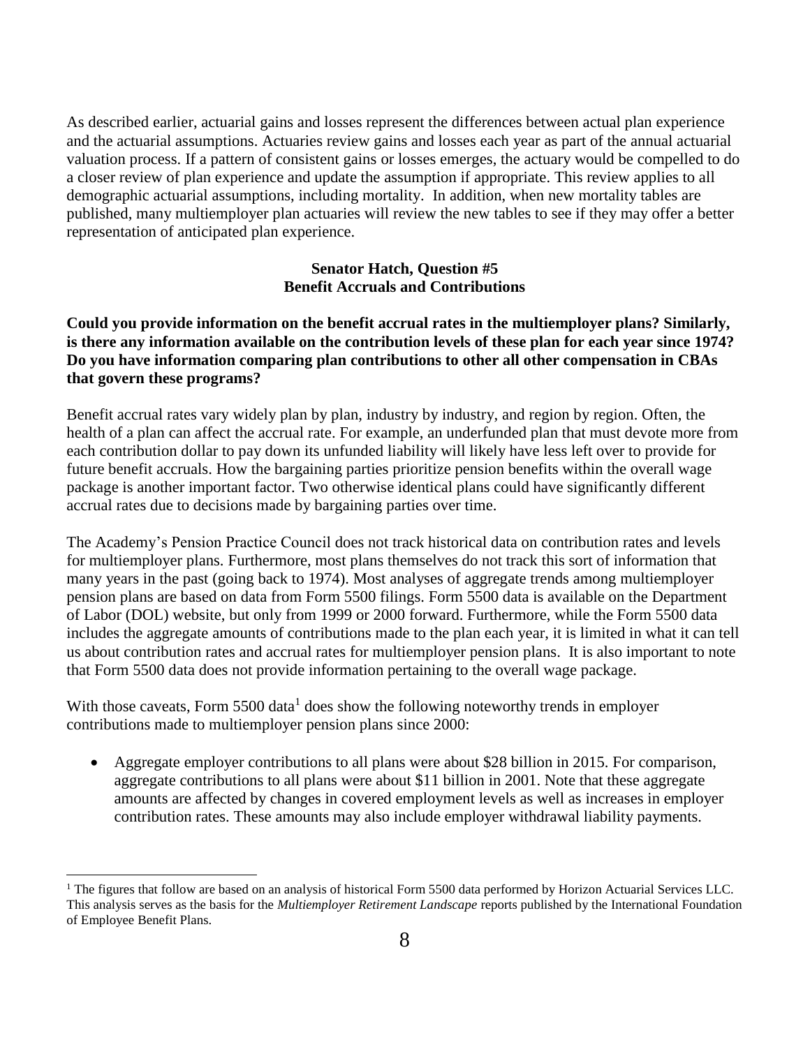As described earlier, actuarial gains and losses represent the differences between actual plan experience and the actuarial assumptions. Actuaries review gains and losses each year as part of the annual actuarial valuation process. If a pattern of consistent gains or losses emerges, the actuary would be compelled to do a closer review of plan experience and update the assumption if appropriate. This review applies to all demographic actuarial assumptions, including mortality. In addition, when new mortality tables are published, many multiemployer plan actuaries will review the new tables to see if they may offer a better representation of anticipated plan experience.

### Senator Hatch, Question #5
### Benefit Accruals and Contributions

**Could you provide information on the benefit accrual rates in the multiemployer plans? Similarly, is there any information available on the contribution levels of these plan for each year since 1974? Do you have information comparing plan contributions to other all other compensation in CBAs that govern these programs?**

Benefit accrual rates vary widely plan by plan, industry by industry, and region by region. Often, the health of a plan can affect the accrual rate. For example, an underfunded plan that must devote more from each contribution dollar to pay down its unfunded liability will likely have less left over to provide for future benefit accruals. How the bargaining parties prioritize pension benefits within the overall wage package is another important factor. Two otherwise identical plans could have significantly different accrual rates due to decisions made by bargaining parties over time.

The Academy's Pension Practice Council does not track historical data on contribution rates and levels for multiemployer plans. Furthermore, most plans themselves do not track this sort of information that many years in the past (going back to 1974). Most analyses of aggregate trends among multiemployer pension plans are based on data from Form 5500 filings. Form 5500 data is available on the Department of Labor (DOL) website, but only from 1999 or 2000 forward. Furthermore, while the Form 5500 data includes the aggregate amounts of contributions made to the plan each year, it is limited in what it can tell us about contribution rates and accrual rates for multiemployer pension plans. It is also important to note that Form 5500 data does not provide information pertaining to the overall wage package.

With those caveats, Form 5500 data[1] does show the following noteworthy trends in employer contributions made to multiemployer pension plans since 2000:

- Aggregate employer contributions to all plans were about \$28 billion in 2015. For comparison, aggregate contributions to all plans were about \$11 billion in 2001. Note that these aggregate amounts are affected by changes in covered employment levels as well as increases in employer contribution rates. These amounts may also include employer withdrawal liability payments.

[1] The figures that follow are based on an analysis of historical Form 5500 data performed by Horizon Actuarial Services LLC. This analysis serves as the basis for the *Multiemployer Retirement Landscape* reports published by the International Foundation of Employee Benefit Plans.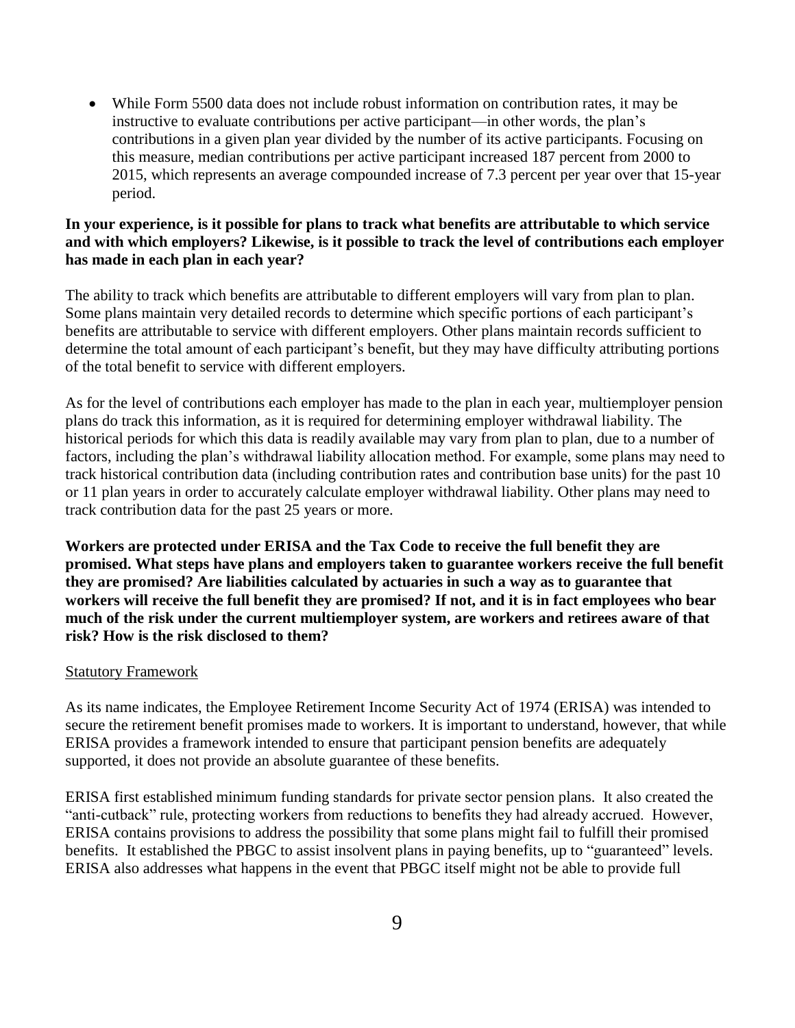- While Form 5500 data does not include robust information on contribution rates, it may be instructive to evaluate contributions per active participant—in other words, the plan's contributions in a given plan year divided by the number of its active participants. Focusing on this measure, median contributions per active participant increased 187 percent from 2000 to 2015, which represents an average compounded increase of 7.3 percent per year over that 15-year period.

**In your experience, is it possible for plans to track what benefits are attributable to which service and with which employers? Likewise, is it possible to track the level of contributions each employer has made in each plan in each year?**

The ability to track which benefits are attributable to different employers will vary from plan to plan. Some plans maintain very detailed records to determine which specific portions of each participant's benefits are attributable to service with different employers. Other plans maintain records sufficient to determine the total amount of each participant's benefit, but they may have difficulty attributing portions of the total benefit to service with different employers.

As for the level of contributions each employer has made to the plan in each year, multiemployer pension plans do track this information, as it is required for determining employer withdrawal liability. The historical periods for which this data is readily available may vary from plan to plan, due to a number of factors, including the plan's withdrawal liability allocation method. For example, some plans may need to track historical contribution data (including contribution rates and contribution base units) for the past 10 or 11 plan years in order to accurately calculate employer withdrawal liability. Other plans may need to track contribution data for the past 25 years or more.

**Workers are protected under ERISA and the Tax Code to receive the full benefit they are promised. What steps have plans and employers taken to guarantee workers receive the full benefit they are promised? Are liabilities calculated by actuaries in such a way as to guarantee that workers will receive the full benefit they are promised? If not, and it is in fact employees who bear much of the risk under the current multiemployer system, are workers and retirees aware of that risk? How is the risk disclosed to them?**

<u>Statutory Framework</u>

As its name indicates, the Employee Retirement Income Security Act of 1974 (ERISA) was intended to secure the retirement benefit promises made to workers. It is important to understand, however, that while ERISA provides a framework intended to ensure that participant pension benefits are adequately supported, it does not provide an absolute guarantee of these benefits.

ERISA first established minimum funding standards for private sector pension plans. It also created the "anti-cutback" rule, protecting workers from reductions to benefits they had already accrued. However, ERISA contains provisions to address the possibility that some plans might fail to fulfill their promised benefits. It established the PBGC to assist insolvent plans in paying benefits, up to "guaranteed" levels. ERISA also addresses what happens in the event that PBGC itself might not be able to provide full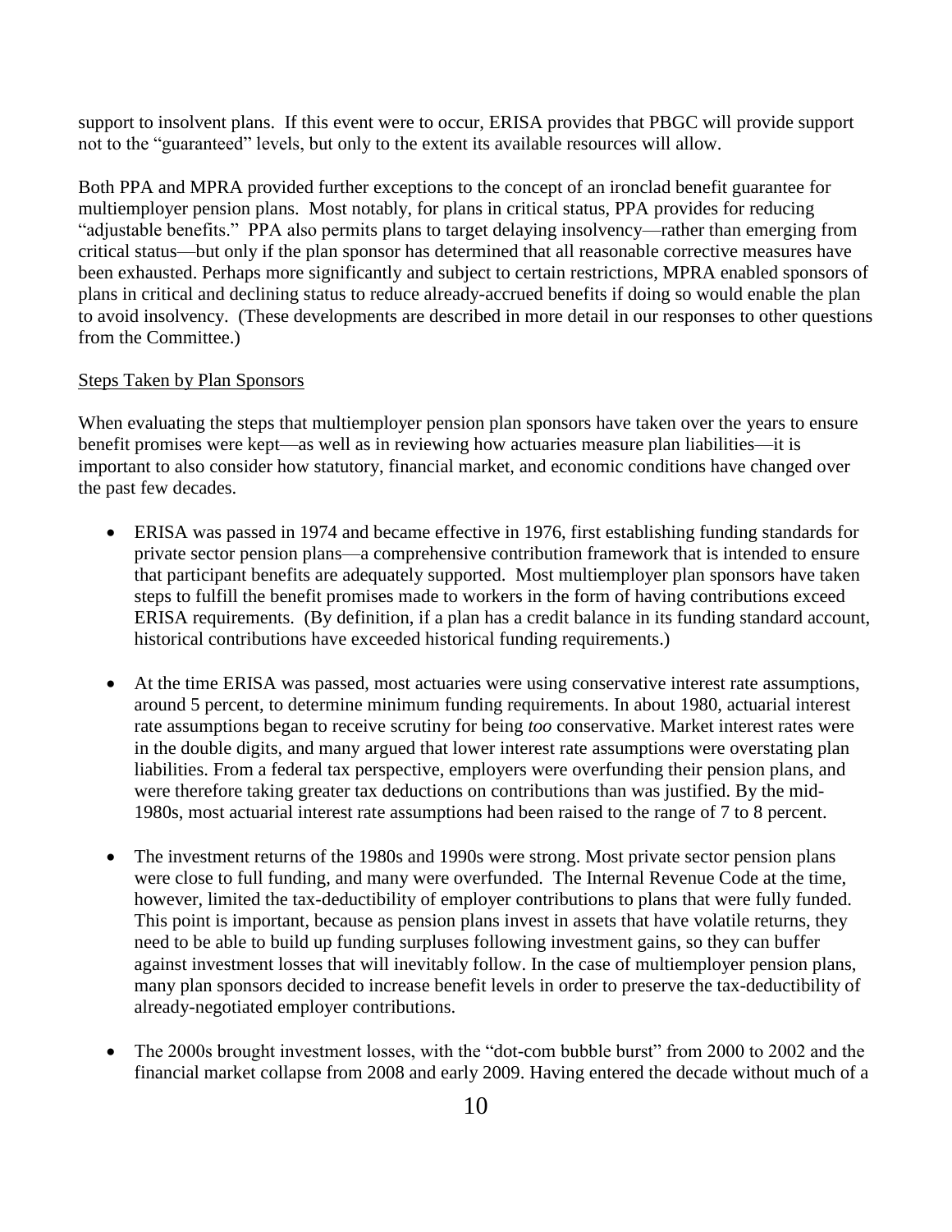support to insolvent plans. If this event were to occur, ERISA provides that PBGC will provide support not to the "guaranteed" levels, but only to the extent its available resources will allow.

Both PPA and MPRA provided further exceptions to the concept of an ironclad benefit guarantee for multiemployer pension plans. Most notably, for plans in critical status, PPA provides for reducing "adjustable benefits." PPA also permits plans to target delaying insolvency—rather than emerging from critical status—but only if the plan sponsor has determined that all reasonable corrective measures have been exhausted. Perhaps more significantly and subject to certain restrictions, MPRA enabled sponsors of plans in critical and declining status to reduce already-accrued benefits if doing so would enable the plan to avoid insolvency. (These developments are described in more detail in our responses to other questions from the Committee.)

Steps Taken by Plan Sponsors

When evaluating the steps that multiemployer pension plan sponsors have taken over the years to ensure benefit promises were kept—as well as in reviewing how actuaries measure plan liabilities—it is important to also consider how statutory, financial market, and economic conditions have changed over the past few decades.

- ERISA was passed in 1974 and became effective in 1976, first establishing funding standards for private sector pension plans—a comprehensive contribution framework that is intended to ensure that participant benefits are adequately supported. Most multiemployer plan sponsors have taken steps to fulfill the benefit promises made to workers in the form of having contributions exceed ERISA requirements. (By definition, if a plan has a credit balance in its funding standard account, historical contributions have exceeded historical funding requirements.)

- At the time ERISA was passed, most actuaries were using conservative interest rate assumptions, around 5 percent, to determine minimum funding requirements. In about 1980, actuarial interest rate assumptions began to receive scrutiny for being *too* conservative. Market interest rates were in the double digits, and many argued that lower interest rate assumptions were overstating plan liabilities. From a federal tax perspective, employers were overfunding their pension plans, and were therefore taking greater tax deductions on contributions than was justified. By the mid-1980s, most actuarial interest rate assumptions had been raised to the range of 7 to 8 percent.

- The investment returns of the 1980s and 1990s were strong. Most private sector pension plans were close to full funding, and many were overfunded. The Internal Revenue Code at the time, however, limited the tax-deductibility of employer contributions to plans that were fully funded. This point is important, because as pension plans invest in assets that have volatile returns, they need to be able to build up funding surpluses following investment gains, so they can buffer against investment losses that will inevitably follow. In the case of multiemployer pension plans, many plan sponsors decided to increase benefit levels in order to preserve the tax-deductibility of already-negotiated employer contributions.

- The 2000s brought investment losses, with the "dot-com bubble burst" from 2000 to 2002 and the financial market collapse from 2008 and early 2009. Having entered the decade without much of a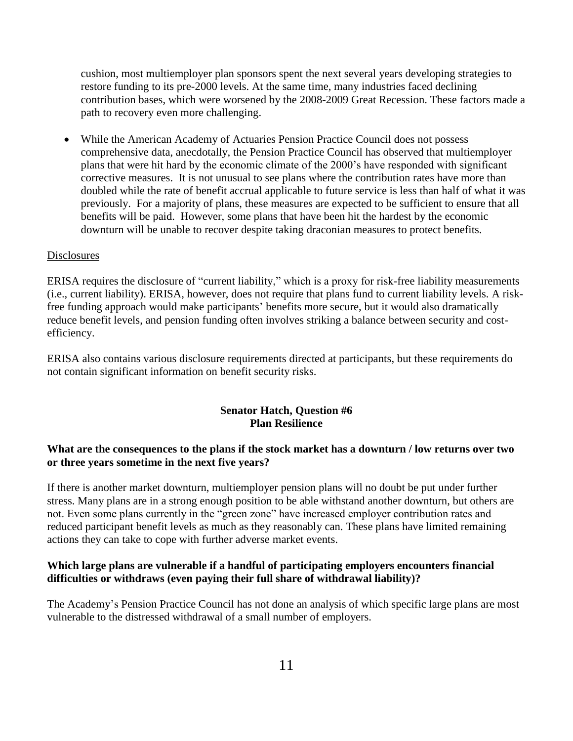cushion, most multiemployer plan sponsors spent the next several years developing strategies to restore funding to its pre-2000 levels. At the same time, many industries faced declining contribution bases, which were worsened by the 2008-2009 Great Recession. These factors made a path to recovery even more challenging.

- While the American Academy of Actuaries Pension Practice Council does not possess comprehensive data, anecdotally, the Pension Practice Council has observed that multiemployer plans that were hit hard by the economic climate of the 2000's have responded with significant corrective measures. It is not unusual to see plans where the contribution rates have more than doubled while the rate of benefit accrual applicable to future service is less than half of what it was previously. For a majority of plans, these measures are expected to be sufficient to ensure that all benefits will be paid. However, some plans that have been hit the hardest by the economic downturn will be unable to recover despite taking draconian measures to protect benefits.

Disclosures

ERISA requires the disclosure of "current liability," which is a proxy for risk-free liability measurements (i.e., current liability). ERISA, however, does not require that plans fund to current liability levels. A risk-free funding approach would make participants' benefits more secure, but it would also dramatically reduce benefit levels, and pension funding often involves striking a balance between security and cost-efficiency.

ERISA also contains various disclosure requirements directed at participants, but these requirements do not contain significant information on benefit security risks.

## Senator Hatch, Question #6
## Plan Resilience

**What are the consequences to the plans if the stock market has a downturn / low returns over two or three years sometime in the next five years?**

If there is another market downturn, multiemployer pension plans will no doubt be put under further stress. Many plans are in a strong enough position to be able withstand another downturn, but others are not. Even some plans currently in the "green zone" have increased employer contribution rates and reduced participant benefit levels as much as they reasonably can. These plans have limited remaining actions they can take to cope with further adverse market events.

**Which large plans are vulnerable if a handful of participating employers encounters financial difficulties or withdraws (even paying their full share of withdrawal liability)?**

The Academy's Pension Practice Council has not done an analysis of which specific large plans are most vulnerable to the distressed withdrawal of a small number of employers.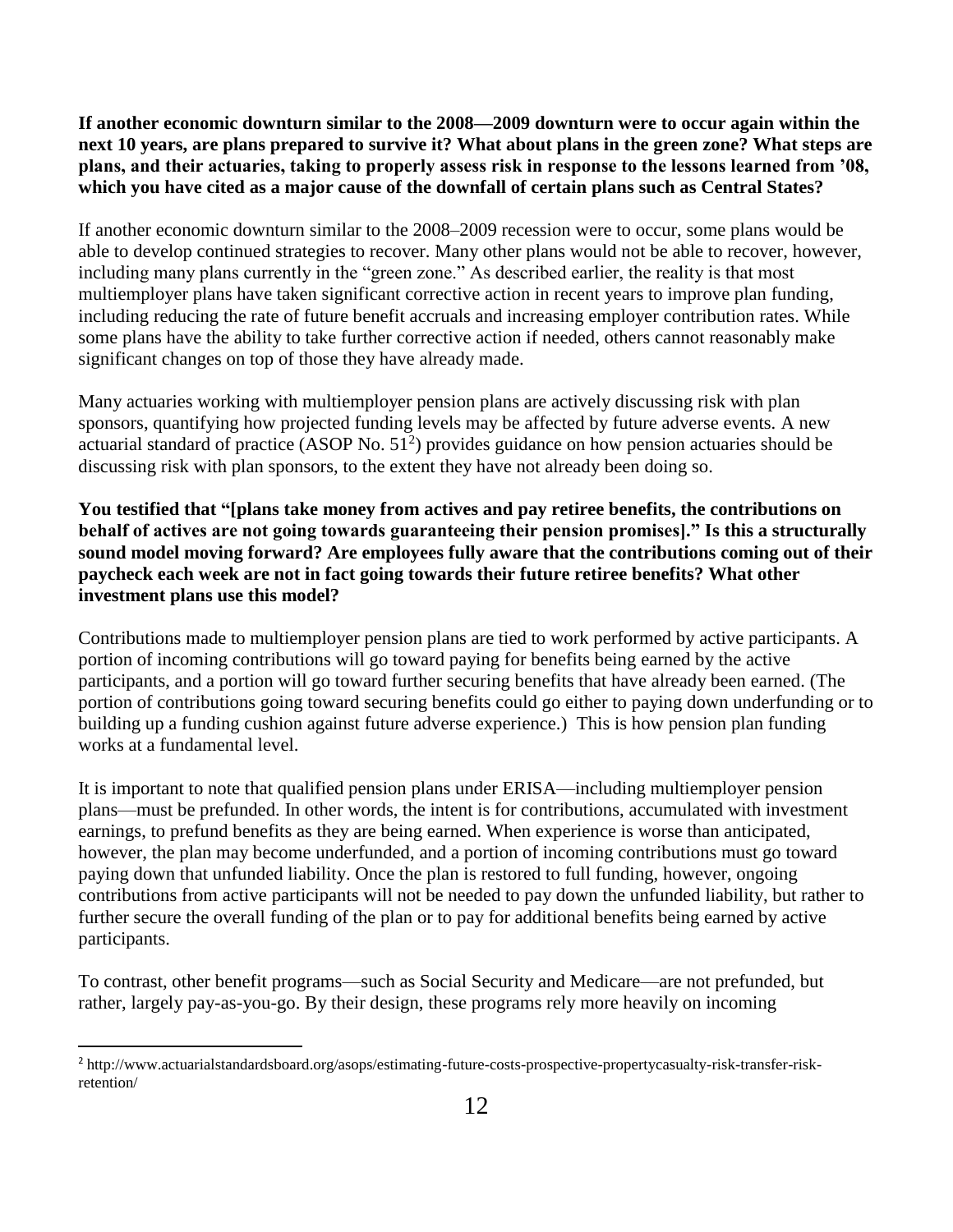**If another economic downturn similar to the 2008—2009 downturn were to occur again within the next 10 years, are plans prepared to survive it? What about plans in the green zone? What steps are plans, and their actuaries, taking to properly assess risk in response to the lessons learned from '08, which you have cited as a major cause of the downfall of certain plans such as Central States?**

If another economic downturn similar to the 2008–2009 recession were to occur, some plans would be able to develop continued strategies to recover. Many other plans would not be able to recover, however, including many plans currently in the "green zone." As described earlier, the reality is that most multiemployer plans have taken significant corrective action in recent years to improve plan funding, including reducing the rate of future benefit accruals and increasing employer contribution rates. While some plans have the ability to take further corrective action if needed, others cannot reasonably make significant changes on top of those they have already made.

Many actuaries working with multiemployer pension plans are actively discussing risk with plan sponsors, quantifying how projected funding levels may be affected by future adverse events. A new actuarial standard of practice (ASOP No. 51[2]) provides guidance on how pension actuaries should be discussing risk with plan sponsors, to the extent they have not already been doing so.

**You testified that "[plans take money from actives and pay retiree benefits, the contributions on behalf of actives are not going towards guaranteeing their pension promises]." Is this a structurally sound model moving forward? Are employees fully aware that the contributions coming out of their paycheck each week are not in fact going towards their future retiree benefits? What other investment plans use this model?**

Contributions made to multiemployer pension plans are tied to work performed by active participants. A portion of incoming contributions will go toward paying for benefits being earned by the active participants, and a portion will go toward further securing benefits that have already been earned. (The portion of contributions going toward securing benefits could go either to paying down underfunding or to building up a funding cushion against future adverse experience.) This is how pension plan funding works at a fundamental level.

It is important to note that qualified pension plans under ERISA—including multiemployer pension plans—must be prefunded. In other words, the intent is for contributions, accumulated with investment earnings, to prefund benefits as they are being earned. When experience is worse than anticipated, however, the plan may become underfunded, and a portion of incoming contributions must go toward paying down that unfunded liability. Once the plan is restored to full funding, however, ongoing contributions from active participants will not be needed to pay down the unfunded liability, but rather to further secure the overall funding of the plan or to pay for additional benefits being earned by active participants.

To contrast, other benefit programs—such as Social Security and Medicare—are not prefunded, but rather, largely pay-as-you-go. By their design, these programs rely more heavily on incoming

---

[2] http://www.actuarialstandardsboard.org/asops/estimating-future-costs-prospective-propertycasualty-risk-transfer-risk-retention/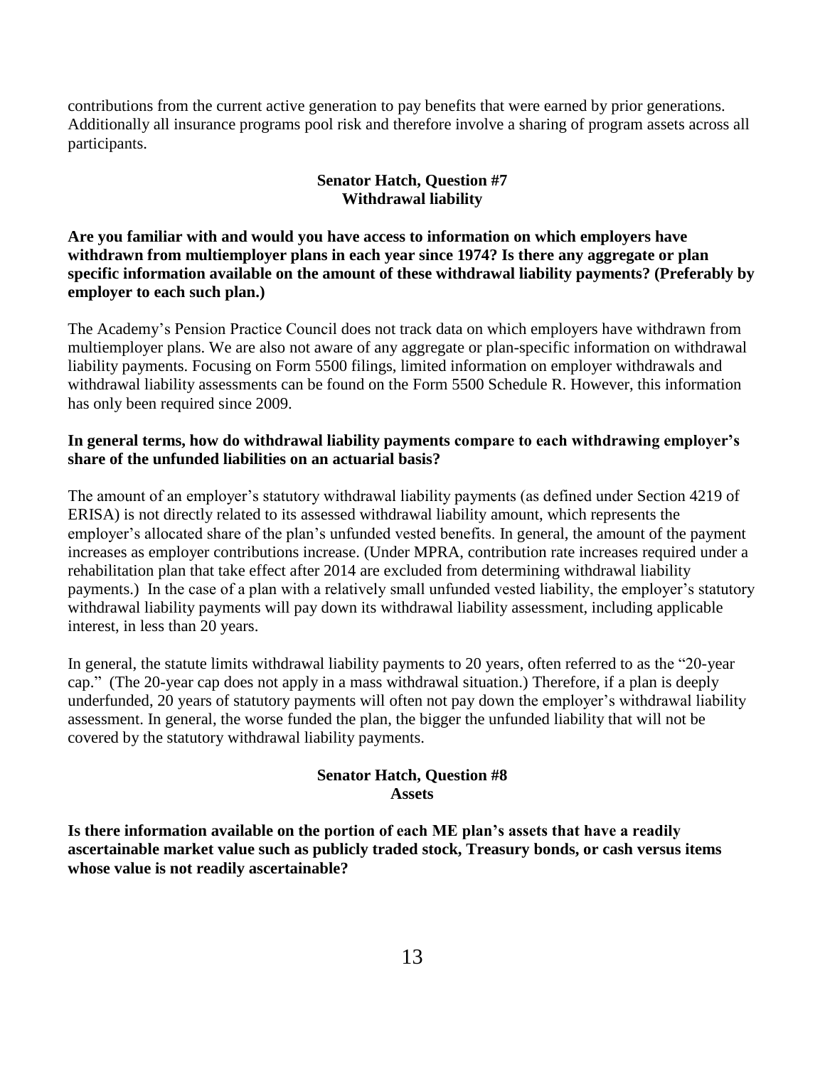contributions from the current active generation to pay benefits that were earned by prior generations. Additionally all insurance programs pool risk and therefore involve a sharing of program assets across all participants.

### Senator Hatch, Question #7
### Withdrawal liability

**Are you familiar with and would you have access to information on which employers have withdrawn from multiemployer plans in each year since 1974? Is there any aggregate or plan specific information available on the amount of these withdrawal liability payments? (Preferably by employer to each such plan.)**

The Academy's Pension Practice Council does not track data on which employers have withdrawn from multiemployer plans. We are also not aware of any aggregate or plan-specific information on withdrawal liability payments. Focusing on Form 5500 filings, limited information on employer withdrawals and withdrawal liability assessments can be found on the Form 5500 Schedule R. However, this information has only been required since 2009.

**In general terms, how do withdrawal liability payments compare to each withdrawing employer's share of the unfunded liabilities on an actuarial basis?**

The amount of an employer's statutory withdrawal liability payments (as defined under Section 4219 of ERISA) is not directly related to its assessed withdrawal liability amount, which represents the employer's allocated share of the plan's unfunded vested benefits. In general, the amount of the payment increases as employer contributions increase. (Under MPRA, contribution rate increases required under a rehabilitation plan that take effect after 2014 are excluded from determining withdrawal liability payments.) In the case of a plan with a relatively small unfunded vested liability, the employer's statutory withdrawal liability payments will pay down its withdrawal liability assessment, including applicable interest, in less than 20 years.

In general, the statute limits withdrawal liability payments to 20 years, often referred to as the "20-year cap." (The 20-year cap does not apply in a mass withdrawal situation.) Therefore, if a plan is deeply underfunded, 20 years of statutory payments will often not pay down the employer's withdrawal liability assessment. In general, the worse funded the plan, the bigger the unfunded liability that will not be covered by the statutory withdrawal liability payments.

### Senator Hatch, Question #8
### Assets

**Is there information available on the portion of each ME plan's assets that have a readily ascertainable market value such as publicly traded stock, Treasury bonds, or cash versus items whose value is not readily ascertainable?**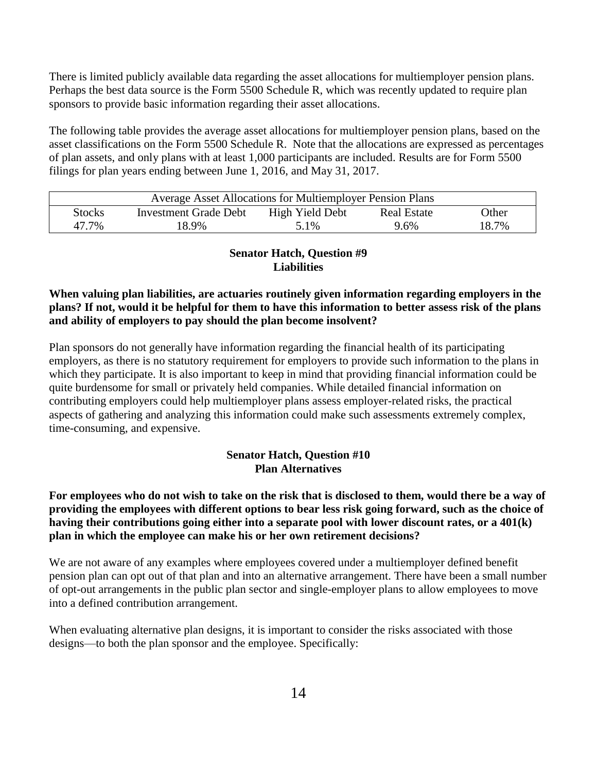There is limited publicly available data regarding the asset allocations for multiemployer pension plans. Perhaps the best data source is the Form 5500 Schedule R, which was recently updated to require plan sponsors to provide basic information regarding their asset allocations.

The following table provides the average asset allocations for multiemployer pension plans, based on the asset classifications on the Form 5500 Schedule R. Note that the allocations are expressed as percentages of plan assets, and only plans with at least 1,000 participants are included. Results are for Form 5500 filings for plan years ending between June 1, 2016, and May 31, 2017.

| Average Asset Allocations for Multiemployer Pension Plans | | | | |
|---|---|---|---|---|
| Stocks | Investment Grade Debt | High Yield Debt | Real Estate | Other |
| 47.7% | 18.9% | 5.1% | 9.6% | 18.7% |

**Senator Hatch, Question #9**
**Liabilities**

**When valuing plan liabilities, are actuaries routinely given information regarding employers in the plans? If not, would it be helpful for them to have this information to better assess risk of the plans and ability of employers to pay should the plan become insolvent?**

Plan sponsors do not generally have information regarding the financial health of its participating employers, as there is no statutory requirement for employers to provide such information to the plans in which they participate. It is also important to keep in mind that providing financial information could be quite burdensome for small or privately held companies. While detailed financial information on contributing employers could help multiemployer plans assess employer-related risks, the practical aspects of gathering and analyzing this information could make such assessments extremely complex, time-consuming, and expensive.

**Senator Hatch, Question #10**
**Plan Alternatives**

**For employees who do not wish to take on the risk that is disclosed to them, would there be a way of providing the employees with different options to bear less risk going forward, such as the choice of having their contributions going either into a separate pool with lower discount rates, or a 401(k) plan in which the employee can make his or her own retirement decisions?**

We are not aware of any examples where employees covered under a multiemployer defined benefit pension plan can opt out of that plan and into an alternative arrangement. There have been a small number of opt-out arrangements in the public plan sector and single-employer plans to allow employees to move into a defined contribution arrangement.

When evaluating alternative plan designs, it is important to consider the risks associated with those designs—to both the plan sponsor and the employee. Specifically: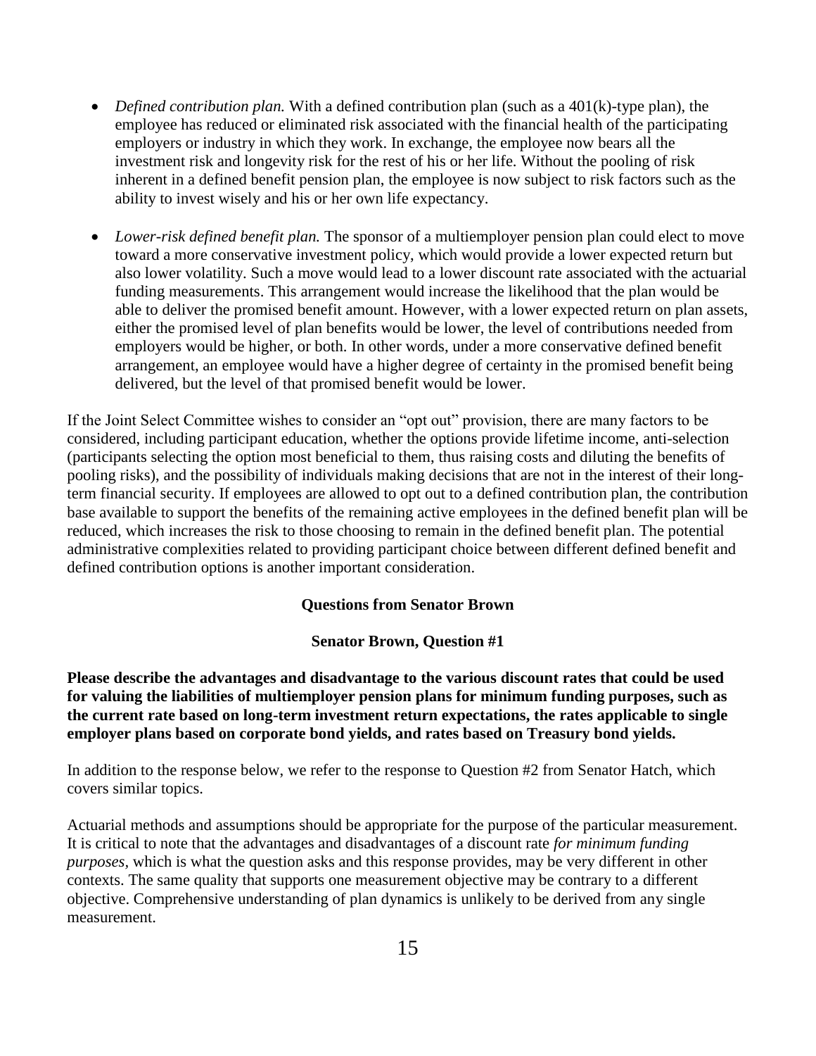- *Defined contribution plan.* With a defined contribution plan (such as a 401(k)-type plan), the employee has reduced or eliminated risk associated with the financial health of the participating employers or industry in which they work. In exchange, the employee now bears all the investment risk and longevity risk for the rest of his or her life. Without the pooling of risk inherent in a defined benefit pension plan, the employee is now subject to risk factors such as the ability to invest wisely and his or her own life expectancy.

- *Lower-risk defined benefit plan.* The sponsor of a multiemployer pension plan could elect to move toward a more conservative investment policy, which would provide a lower expected return but also lower volatility. Such a move would lead to a lower discount rate associated with the actuarial funding measurements. This arrangement would increase the likelihood that the plan would be able to deliver the promised benefit amount. However, with a lower expected return on plan assets, either the promised level of plan benefits would be lower, the level of contributions needed from employers would be higher, or both. In other words, under a more conservative defined benefit arrangement, an employee would have a higher degree of certainty in the promised benefit being delivered, but the level of that promised benefit would be lower.

If the Joint Select Committee wishes to consider an "opt out" provision, there are many factors to be considered, including participant education, whether the options provide lifetime income, anti-selection (participants selecting the option most beneficial to them, thus raising costs and diluting the benefits of pooling risks), and the possibility of individuals making decisions that are not in the interest of their long-term financial security. If employees are allowed to opt out to a defined contribution plan, the contribution base available to support the benefits of the remaining active employees in the defined benefit plan will be reduced, which increases the risk to those choosing to remain in the defined benefit plan. The potential administrative complexities related to providing participant choice between different defined benefit and defined contribution options is another important consideration.

## Questions from Senator Brown

### Senator Brown, Question #1

**Please describe the advantages and disadvantage to the various discount rates that could be used for valuing the liabilities of multiemployer pension plans for minimum funding purposes, such as the current rate based on long-term investment return expectations, the rates applicable to single employer plans based on corporate bond yields, and rates based on Treasury bond yields.**

In addition to the response below, we refer to the response to Question #2 from Senator Hatch, which covers similar topics.

Actuarial methods and assumptions should be appropriate for the purpose of the particular measurement. It is critical to note that the advantages and disadvantages of a discount rate *for minimum funding purposes*, which is what the question asks and this response provides, may be very different in other contexts. The same quality that supports one measurement objective may be contrary to a different objective. Comprehensive understanding of plan dynamics is unlikely to be derived from any single measurement.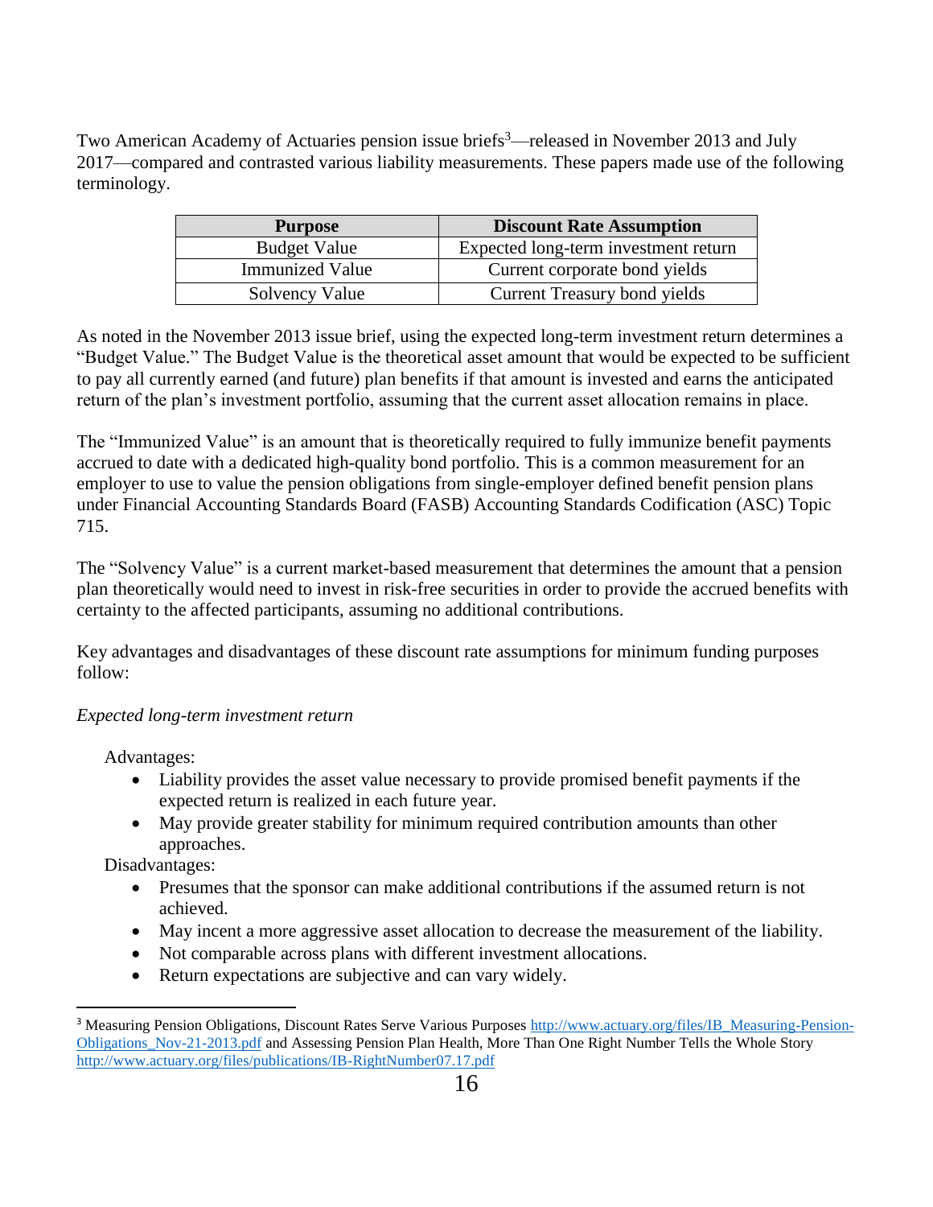Two American Academy of Actuaries pension issue briefs[3]—released in November 2013 and July 2017—compared and contrasted various liability measurements. These papers made use of the following terminology.

| Purpose | Discount Rate Assumption |
| --- | --- |
| Budget Value | Expected long-term investment return |
| Immunized Value | Current corporate bond yields |
| Solvency Value | Current Treasury bond yields |

As noted in the November 2013 issue brief, using the expected long-term investment return determines a "Budget Value." The Budget Value is the theoretical asset amount that would be expected to be sufficient to pay all currently earned (and future) plan benefits if that amount is invested and earns the anticipated return of the plan's investment portfolio, assuming that the current asset allocation remains in place.

The "Immunized Value" is an amount that is theoretically required to fully immunize benefit payments accrued to date with a dedicated high-quality bond portfolio. This is a common measurement for an employer to use to value the pension obligations from single-employer defined benefit pension plans under Financial Accounting Standards Board (FASB) Accounting Standards Codification (ASC) Topic 715.

The "Solvency Value" is a current market-based measurement that determines the amount that a pension plan theoretically would need to invest in risk-free securities in order to provide the accrued benefits with certainty to the affected participants, assuming no additional contributions.

Key advantages and disadvantages of these discount rate assumptions for minimum funding purposes follow:

*Expected long-term investment return*

Advantages:

- Liability provides the asset value necessary to provide promised benefit payments if the expected return is realized in each future year.
- May provide greater stability for minimum required contribution amounts than other approaches.

Disadvantages:

- Presumes that the sponsor can make additional contributions if the assumed return is not achieved.
- May incent a more aggressive asset allocation to decrease the measurement of the liability.
- Not comparable across plans with different investment allocations.
- Return expectations are subjective and can vary widely.

---

[3] Measuring Pension Obligations, Discount Rates Serve Various Purposes http://www.actuary.org/files/IB_Measuring-Pension-Obligations_Nov-21-2013.pdf and Assessing Pension Plan Health, More Than One Right Number Tells the Whole Story http://www.actuary.org/files/publications/IB-RightNumber07.17.pdf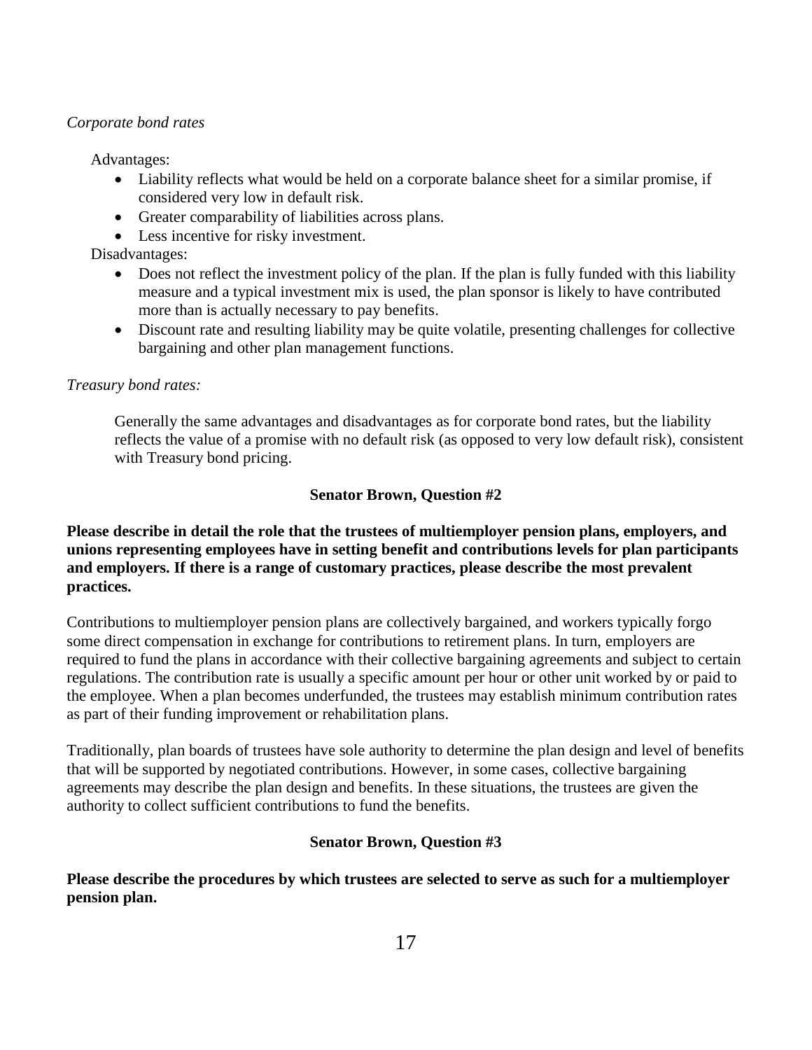*Corporate bond rates*

Advantages:

- Liability reflects what would be held on a corporate balance sheet for a similar promise, if considered very low in default risk.
- Greater comparability of liabilities across plans.
- Less incentive for risky investment.

Disadvantages:

- Does not reflect the investment policy of the plan. If the plan is fully funded with this liability measure and a typical investment mix is used, the plan sponsor is likely to have contributed more than is actually necessary to pay benefits.
- Discount rate and resulting liability may be quite volatile, presenting challenges for collective bargaining and other plan management functions.

*Treasury bond rates:*

Generally the same advantages and disadvantages as for corporate bond rates, but the liability reflects the value of a promise with no default risk (as opposed to very low default risk), consistent with Treasury bond pricing.

**Senator Brown, Question #2**

**Please describe in detail the role that the trustees of multiemployer pension plans, employers, and unions representing employees have in setting benefit and contributions levels for plan participants and employers. If there is a range of customary practices, please describe the most prevalent practices.**

Contributions to multiemployer pension plans are collectively bargained, and workers typically forgo some direct compensation in exchange for contributions to retirement plans. In turn, employers are required to fund the plans in accordance with their collective bargaining agreements and subject to certain regulations. The contribution rate is usually a specific amount per hour or other unit worked by or paid to the employee. When a plan becomes underfunded, the trustees may establish minimum contribution rates as part of their funding improvement or rehabilitation plans.

Traditionally, plan boards of trustees have sole authority to determine the plan design and level of benefits that will be supported by negotiated contributions. However, in some cases, collective bargaining agreements may describe the plan design and benefits. In these situations, the trustees are given the authority to collect sufficient contributions to fund the benefits.

**Senator Brown, Question #3**

**Please describe the procedures by which trustees are selected to serve as such for a multiemployer pension plan.**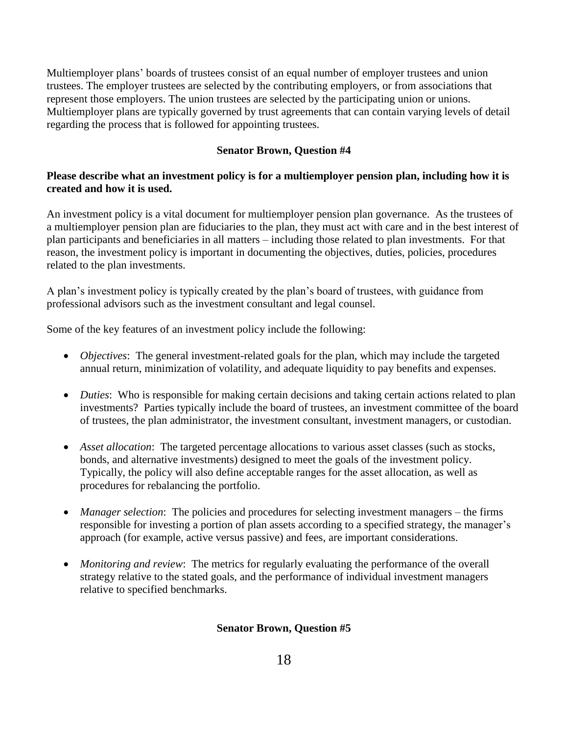Multiemployer plans' boards of trustees consist of an equal number of employer trustees and union trustees. The employer trustees are selected by the contributing employers, or from associations that represent those employers. The union trustees are selected by the participating union or unions. Multiemployer plans are typically governed by trust agreements that can contain varying levels of detail regarding the process that is followed for appointing trustees.

**Senator Brown, Question #4**

**Please describe what an investment policy is for a multiemployer pension plan, including how it is created and how it is used.**

An investment policy is a vital document for multiemployer pension plan governance. As the trustees of a multiemployer pension plan are fiduciaries to the plan, they must act with care and in the best interest of plan participants and beneficiaries in all matters – including those related to plan investments. For that reason, the investment policy is important in documenting the objectives, duties, policies, procedures related to the plan investments.

A plan's investment policy is typically created by the plan's board of trustees, with guidance from professional advisors such as the investment consultant and legal counsel.

Some of the key features of an investment policy include the following:

- *Objectives*: The general investment-related goals for the plan, which may include the targeted annual return, minimization of volatility, and adequate liquidity to pay benefits and expenses.
- *Duties*: Who is responsible for making certain decisions and taking certain actions related to plan investments? Parties typically include the board of trustees, an investment committee of the board of trustees, the plan administrator, the investment consultant, investment managers, or custodian.
- *Asset allocation*: The targeted percentage allocations to various asset classes (such as stocks, bonds, and alternative investments) designed to meet the goals of the investment policy. Typically, the policy will also define acceptable ranges for the asset allocation, as well as procedures for rebalancing the portfolio.
- *Manager selection*: The policies and procedures for selecting investment managers – the firms responsible for investing a portion of plan assets according to a specified strategy, the manager's approach (for example, active versus passive) and fees, are important considerations.
- *Monitoring and review*: The metrics for regularly evaluating the performance of the overall strategy relative to the stated goals, and the performance of individual investment managers relative to specified benchmarks.

**Senator Brown, Question #5**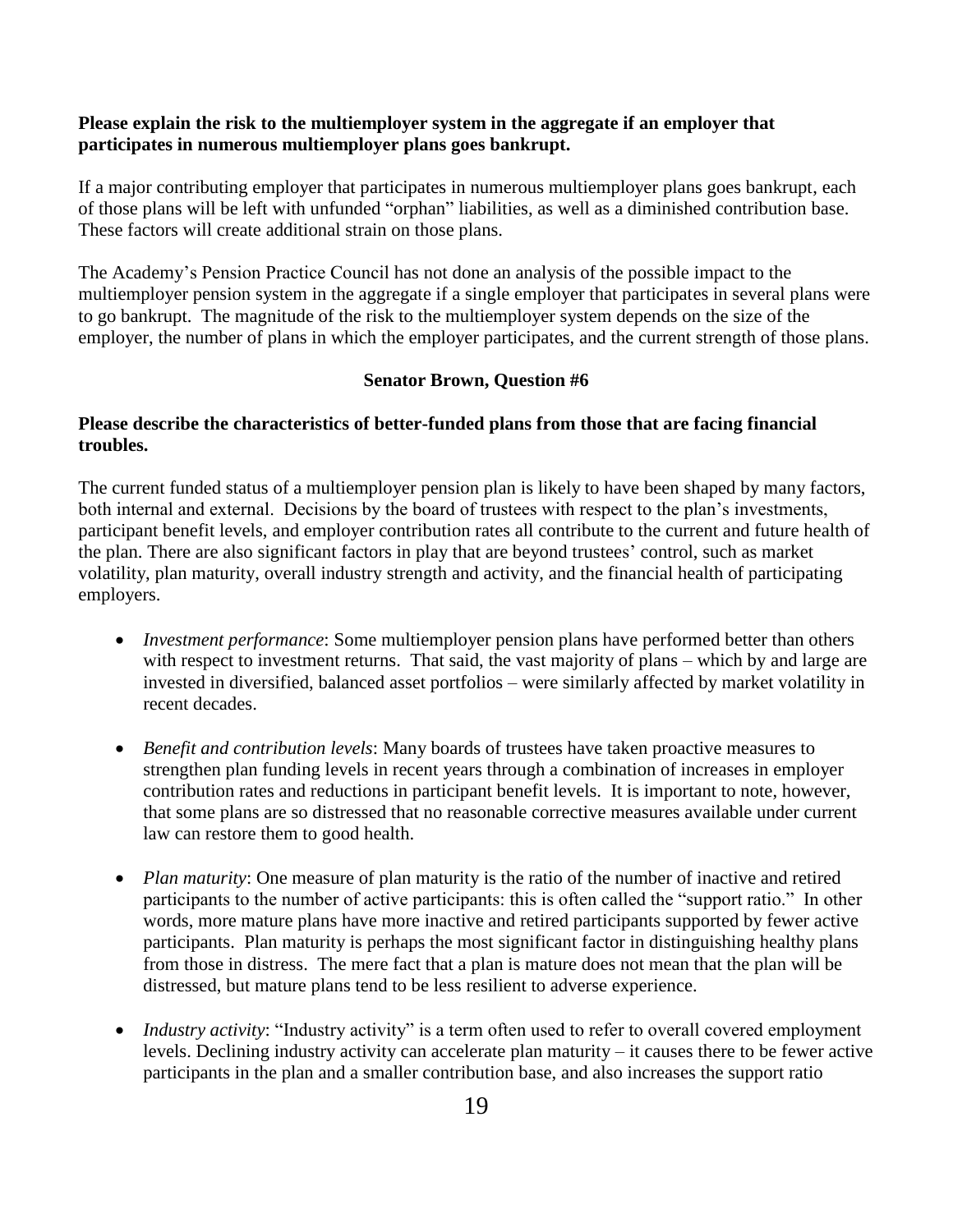**Please explain the risk to the multiemployer system in the aggregate if an employer that participates in numerous multiemployer plans goes bankrupt.**

If a major contributing employer that participates in numerous multiemployer plans goes bankrupt, each of those plans will be left with unfunded "orphan" liabilities, as well as a diminished contribution base. These factors will create additional strain on those plans.

The Academy's Pension Practice Council has not done an analysis of the possible impact to the multiemployer pension system in the aggregate if a single employer that participates in several plans were to go bankrupt. The magnitude of the risk to the multiemployer system depends on the size of the employer, the number of plans in which the employer participates, and the current strength of those plans.

**Senator Brown, Question #6**

**Please describe the characteristics of better-funded plans from those that are facing financial troubles.**

The current funded status of a multiemployer pension plan is likely to have been shaped by many factors, both internal and external. Decisions by the board of trustees with respect to the plan's investments, participant benefit levels, and employer contribution rates all contribute to the current and future health of the plan. There are also significant factors in play that are beyond trustees' control, such as market volatility, plan maturity, overall industry strength and activity, and the financial health of participating employers.

- *Investment performance*: Some multiemployer pension plans have performed better than others with respect to investment returns. That said, the vast majority of plans – which by and large are invested in diversified, balanced asset portfolios – were similarly affected by market volatility in recent decades.

- *Benefit and contribution levels*: Many boards of trustees have taken proactive measures to strengthen plan funding levels in recent years through a combination of increases in employer contribution rates and reductions in participant benefit levels. It is important to note, however, that some plans are so distressed that no reasonable corrective measures available under current law can restore them to good health.

- *Plan maturity*: One measure of plan maturity is the ratio of the number of inactive and retired participants to the number of active participants: this is often called the "support ratio." In other words, more mature plans have more inactive and retired participants supported by fewer active participants. Plan maturity is perhaps the most significant factor in distinguishing healthy plans from those in distress. The mere fact that a plan is mature does not mean that the plan will be distressed, but mature plans tend to be less resilient to adverse experience.

- *Industry activity*: "Industry activity" is a term often used to refer to overall covered employment levels. Declining industry activity can accelerate plan maturity – it causes there to be fewer active participants in the plan and a smaller contribution base, and also increases the support ratio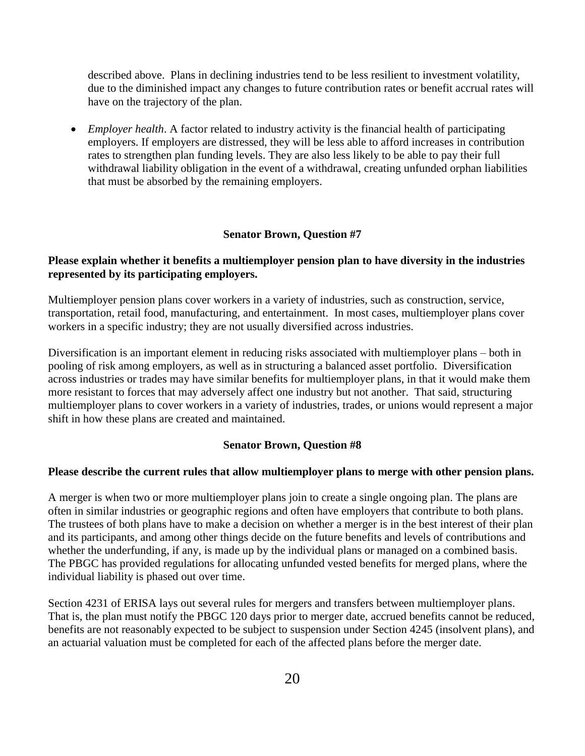described above. Plans in declining industries tend to be less resilient to investment volatility, due to the diminished impact any changes to future contribution rates or benefit accrual rates will have on the trajectory of the plan.

- *Employer health*. A factor related to industry activity is the financial health of participating employers. If employers are distressed, they will be less able to afford increases in contribution rates to strengthen plan funding levels. They are also less likely to be able to pay their full withdrawal liability obligation in the event of a withdrawal, creating unfunded orphan liabilities that must be absorbed by the remaining employers.

**Senator Brown, Question #7**

**Please explain whether it benefits a multiemployer pension plan to have diversity in the industries represented by its participating employers.**

Multiemployer pension plans cover workers in a variety of industries, such as construction, service, transportation, retail food, manufacturing, and entertainment. In most cases, multiemployer plans cover workers in a specific industry; they are not usually diversified across industries.

Diversification is an important element in reducing risks associated with multiemployer plans – both in pooling of risk among employers, as well as in structuring a balanced asset portfolio. Diversification across industries or trades may have similar benefits for multiemployer plans, in that it would make them more resistant to forces that may adversely affect one industry but not another. That said, structuring multiemployer plans to cover workers in a variety of industries, trades, or unions would represent a major shift in how these plans are created and maintained.

**Senator Brown, Question #8**

**Please describe the current rules that allow multiemployer plans to merge with other pension plans.**

A merger is when two or more multiemployer plans join to create a single ongoing plan. The plans are often in similar industries or geographic regions and often have employers that contribute to both plans. The trustees of both plans have to make a decision on whether a merger is in the best interest of their plan and its participants, and among other things decide on the future benefits and levels of contributions and whether the underfunding, if any, is made up by the individual plans or managed on a combined basis. The PBGC has provided regulations for allocating unfunded vested benefits for merged plans, where the individual liability is phased out over time.

Section 4231 of ERISA lays out several rules for mergers and transfers between multiemployer plans. That is, the plan must notify the PBGC 120 days prior to merger date, accrued benefits cannot be reduced, benefits are not reasonably expected to be subject to suspension under Section 4245 (insolvent plans), and an actuarial valuation must be completed for each of the affected plans before the merger date.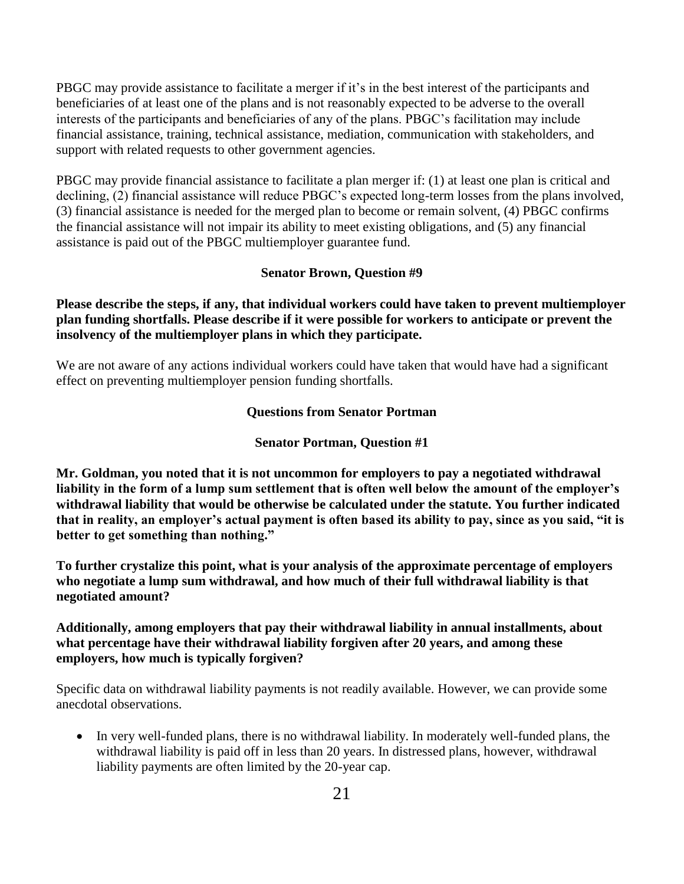PBGC may provide assistance to facilitate a merger if it's in the best interest of the participants and beneficiaries of at least one of the plans and is not reasonably expected to be adverse to the overall interests of the participants and beneficiaries of any of the plans. PBGC's facilitation may include financial assistance, training, technical assistance, mediation, communication with stakeholders, and support with related requests to other government agencies.

PBGC may provide financial assistance to facilitate a plan merger if: (1) at least one plan is critical and declining, (2) financial assistance will reduce PBGC's expected long-term losses from the plans involved, (3) financial assistance is needed for the merged plan to become or remain solvent, (4) PBGC confirms the financial assistance will not impair its ability to meet existing obligations, and (5) any financial assistance is paid out of the PBGC multiemployer guarantee fund.

**Senator Brown, Question #9**

**Please describe the steps, if any, that individual workers could have taken to prevent multiemployer plan funding shortfalls. Please describe if it were possible for workers to anticipate or prevent the insolvency of the multiemployer plans in which they participate.**

We are not aware of any actions individual workers could have taken that would have had a significant effect on preventing multiemployer pension funding shortfalls.

**Questions from Senator Portman**

**Senator Portman, Question #1**

**Mr. Goldman, you noted that it is not uncommon for employers to pay a negotiated withdrawal liability in the form of a lump sum settlement that is often well below the amount of the employer's withdrawal liability that would be otherwise be calculated under the statute. You further indicated that in reality, an employer's actual payment is often based its ability to pay, since as you said, "it is better to get something than nothing."**

**To further crystalize this point, what is your analysis of the approximate percentage of employers who negotiate a lump sum withdrawal, and how much of their full withdrawal liability is that negotiated amount?**

**Additionally, among employers that pay their withdrawal liability in annual installments, about what percentage have their withdrawal liability forgiven after 20 years, and among these employers, how much is typically forgiven?**

Specific data on withdrawal liability payments is not readily available. However, we can provide some anecdotal observations.

- In very well-funded plans, there is no withdrawal liability. In moderately well-funded plans, the withdrawal liability is paid off in less than 20 years. In distressed plans, however, withdrawal liability payments are often limited by the 20-year cap.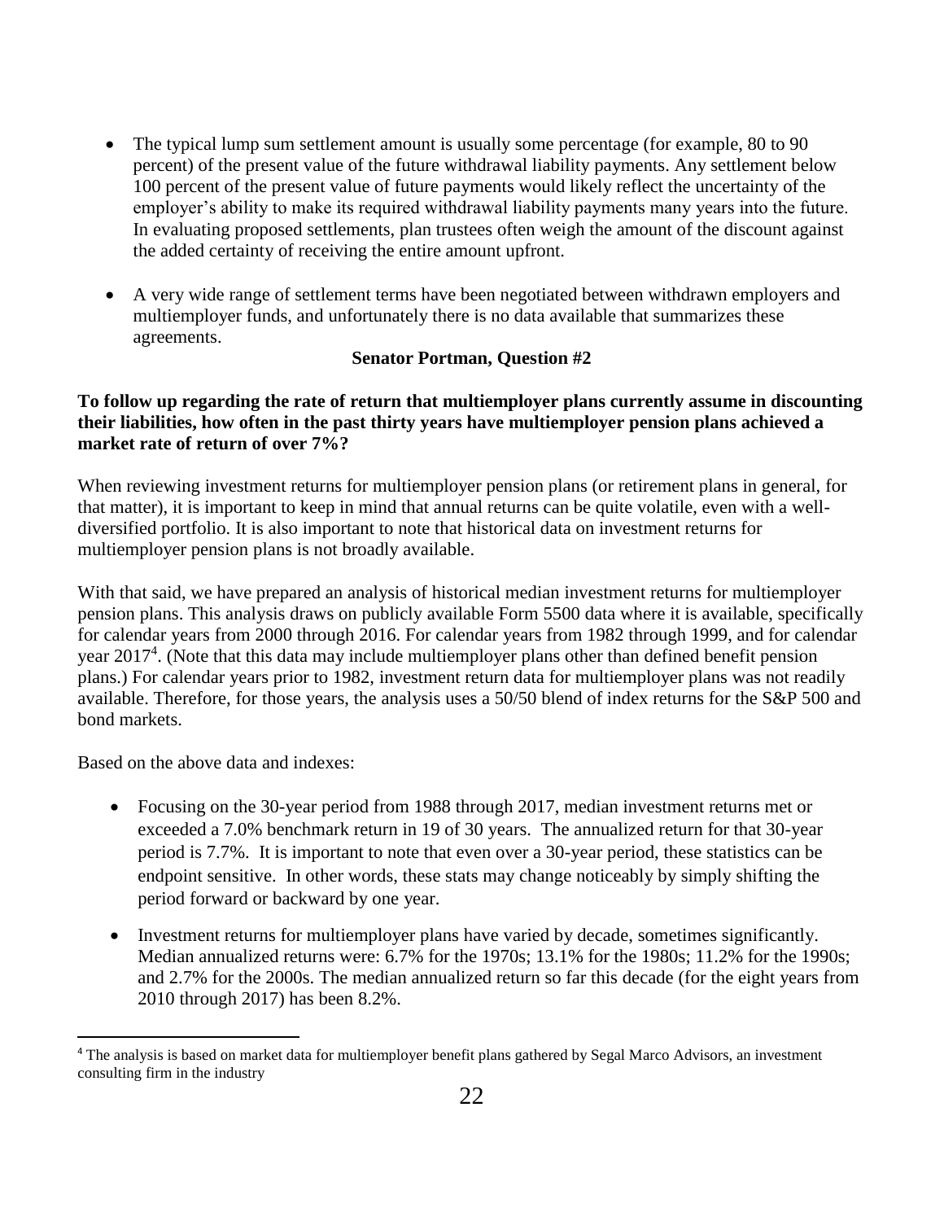- The typical lump sum settlement amount is usually some percentage (for example, 80 to 90 percent) of the present value of the future withdrawal liability payments. Any settlement below 100 percent of the present value of future payments would likely reflect the uncertainty of the employer's ability to make its required withdrawal liability payments many years into the future. In evaluating proposed settlements, plan trustees often weigh the amount of the discount against the added certainty of receiving the entire amount upfront.

- A very wide range of settlement terms have been negotiated between withdrawn employers and multiemployer funds, and unfortunately there is no data available that summarizes these agreements.

**Senator Portman, Question #2**

**To follow up regarding the rate of return that multiemployer plans currently assume in discounting their liabilities, how often in the past thirty years have multiemployer pension plans achieved a market rate of return of over 7%?**

When reviewing investment returns for multiemployer pension plans (or retirement plans in general, for that matter), it is important to keep in mind that annual returns can be quite volatile, even with a well-diversified portfolio. It is also important to note that historical data on investment returns for multiemployer pension plans is not broadly available.

With that said, we have prepared an analysis of historical median investment returns for multiemployer pension plans. This analysis draws on publicly available Form 5500 data where it is available, specifically for calendar years from 2000 through 2016. For calendar years from 1982 through 1999, and for calendar year 2017[4]. (Note that this data may include multiemployer plans other than defined benefit pension plans.) For calendar years prior to 1982, investment return data for multiemployer plans was not readily available. Therefore, for those years, the analysis uses a 50/50 blend of index returns for the S&P 500 and bond markets.

Based on the above data and indexes:

- Focusing on the 30-year period from 1988 through 2017, median investment returns met or exceeded a 7.0% benchmark return in 19 of 30 years. The annualized return for that 30-year period is 7.7%. It is important to note that even over a 30-year period, these statistics can be endpoint sensitive. In other words, these stats may change noticeably by simply shifting the period forward or backward by one year.

- Investment returns for multiemployer plans have varied by decade, sometimes significantly. Median annualized returns were: 6.7% for the 1970s; 13.1% for the 1980s; 11.2% for the 1990s; and 2.7% for the 2000s. The median annualized return so far this decade (for the eight years from 2010 through 2017) has been 8.2%.

[4] The analysis is based on market data for multiemployer benefit plans gathered by Segal Marco Advisors, an investment consulting firm in the industry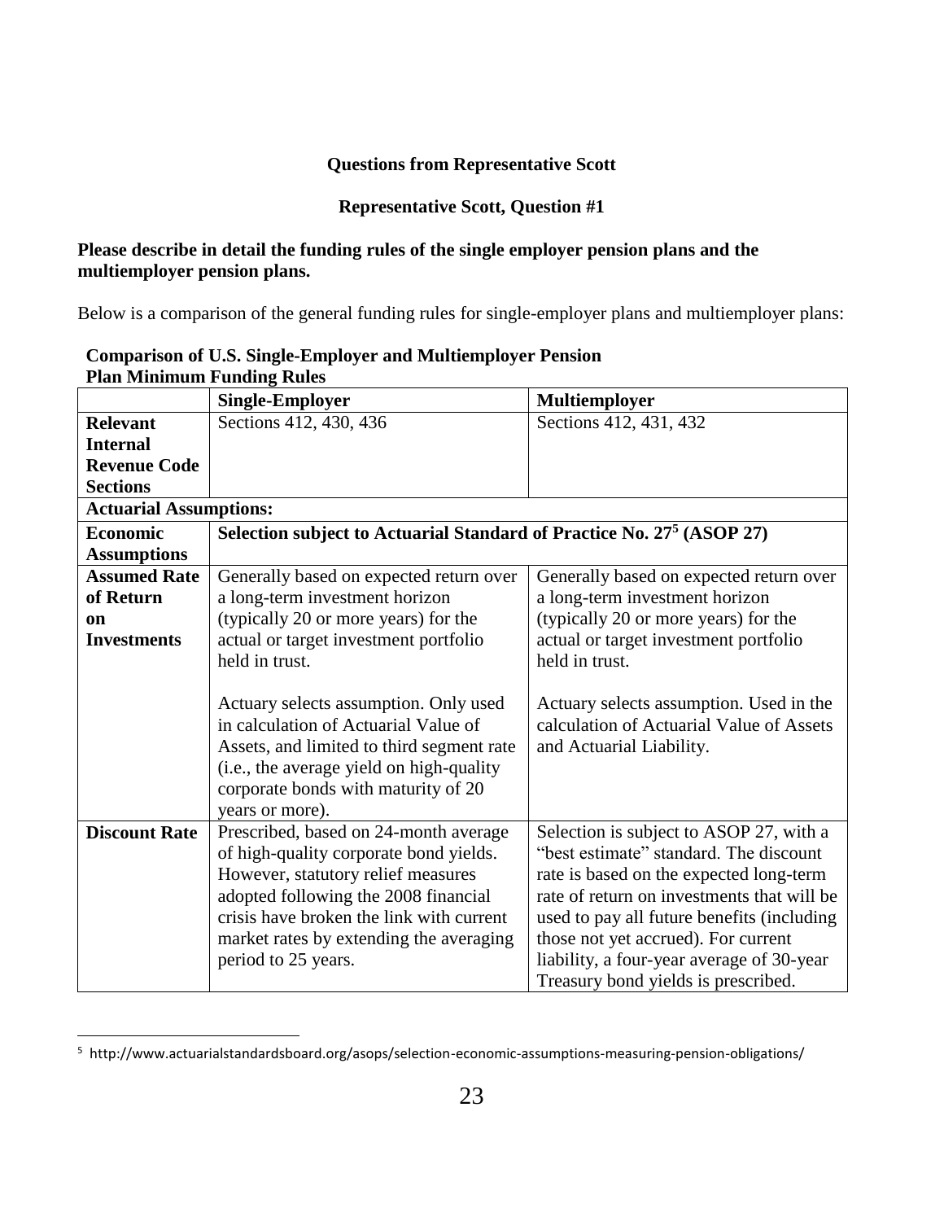**Questions from Representative Scott**

**Representative Scott, Question #1**

**Please describe in detail the funding rules of the single employer pension plans and the multiemployer pension plans.**

Below is a comparison of the general funding rules for single-employer plans and multiemployer plans:

**Comparison of U.S. Single-Employer and Multiemployer Pension Plan Minimum Funding Rules**

| | **Single-Employer** | **Multiemployer** |
|---|---|---|
| **Relevant Internal Revenue Code Sections** | Sections 412, 430, 436 | Sections 412, 431, 432 |
| **Actuarial Assumptions:** | | |
| **Economic Assumptions** | **Selection subject to Actuarial Standard of Practice No. 27[5] (ASOP 27)** | |
| **Assumed Rate of Return on Investments** | Generally based on expected return over a long-term investment horizon (typically 20 or more years) for the actual or target investment portfolio held in trust.<br><br>Actuary selects assumption. Only used in calculation of Actuarial Value of Assets, and limited to third segment rate (i.e., the average yield on high-quality corporate bonds with maturity of 20 years or more). | Generally based on expected return over a long-term investment horizon (typically 20 or more years) for the actual or target investment portfolio held in trust.<br><br>Actuary selects assumption. Used in the calculation of Actuarial Value of Assets and Actuarial Liability. |
| **Discount Rate** | Prescribed, based on 24-month average of high-quality corporate bond yields. However, statutory relief measures adopted following the 2008 financial crisis have broken the link with current market rates by extending the averaging period to 25 years. | Selection is subject to ASOP 27, with a "best estimate" standard. The discount rate is based on the expected long-term rate of return on investments that will be used to pay all future benefits (including those not yet accrued). For current liability, a four-year average of 30-year Treasury bond yields is prescribed. |

[5] http://www.actuarialstandardsboard.org/asops/selection-economic-assumptions-measuring-pension-obligations/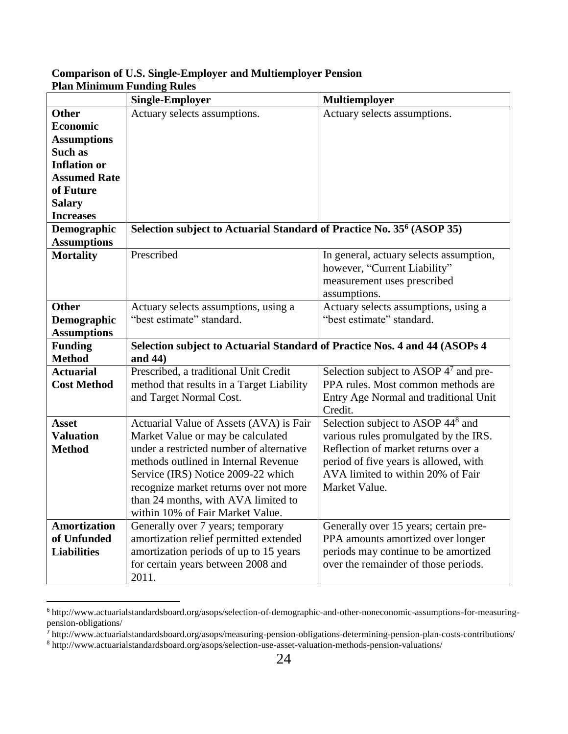**Comparison of U.S. Single-Employer and Multiemployer Pension Plan Minimum Funding Rules**

| | Single-Employer | Multiemployer |
|---|---|---|
| **Other Economic Assumptions Such as Inflation or Assumed Rate of Future Salary Increases** | Actuary selects assumptions. | Actuary selects assumptions. |
| **Demographic Assumptions** | **Selection subject to Actuarial Standard of Practice No. 35[6] (ASOP 35)** | |
| **Mortality** | Prescribed | In general, actuary selects assumption, however, "Current Liability" measurement uses prescribed assumptions. |
| **Other Demographic Assumptions** | Actuary selects assumptions, using a "best estimate" standard. | Actuary selects assumptions, using a "best estimate" standard. |
| **Funding Method** | **Selection subject to Actuarial Standard of Practice Nos. 4 and 44 (ASOPs 4 and 44)** | |
| **Actuarial Cost Method** | Prescribed, a traditional Unit Credit method that results in a Target Liability and Target Normal Cost. | Selection subject to ASOP 4[7] and pre-PPA rules. Most common methods are Entry Age Normal and traditional Unit Credit. |
| **Asset Valuation Method** | Actuarial Value of Assets (AVA) is Fair Market Value or may be calculated under a restricted number of alternative methods outlined in Internal Revenue Service (IRS) Notice 2009-22 which recognize market returns over not more than 24 months, with AVA limited to within 10% of Fair Market Value. | Selection subject to ASOP 44[8] and various rules promulgated by the IRS. Reflection of market returns over a period of five years is allowed, with AVA limited to within 20% of Fair Market Value. |
| **Amortization of Unfunded Liabilities** | Generally over 7 years; temporary amortization relief permitted extended amortization periods of up to 15 years for certain years between 2008 and 2011. | Generally over 15 years; certain pre-PPA amounts amortized over longer periods may continue to be amortized over the remainder of those periods. |

[6] http://www.actuarialstandardsboard.org/asops/selection-of-demographic-and-other-noneconomic-assumptions-for-measuring-pension-obligations/

[7] http://www.actuarialstandardsboard.org/asops/measuring-pension-obligations-determining-pension-plan-costs-contributions/

[8] http://www.actuarialstandardsboard.org/asops/selection-use-asset-valuation-methods-pension-valuations/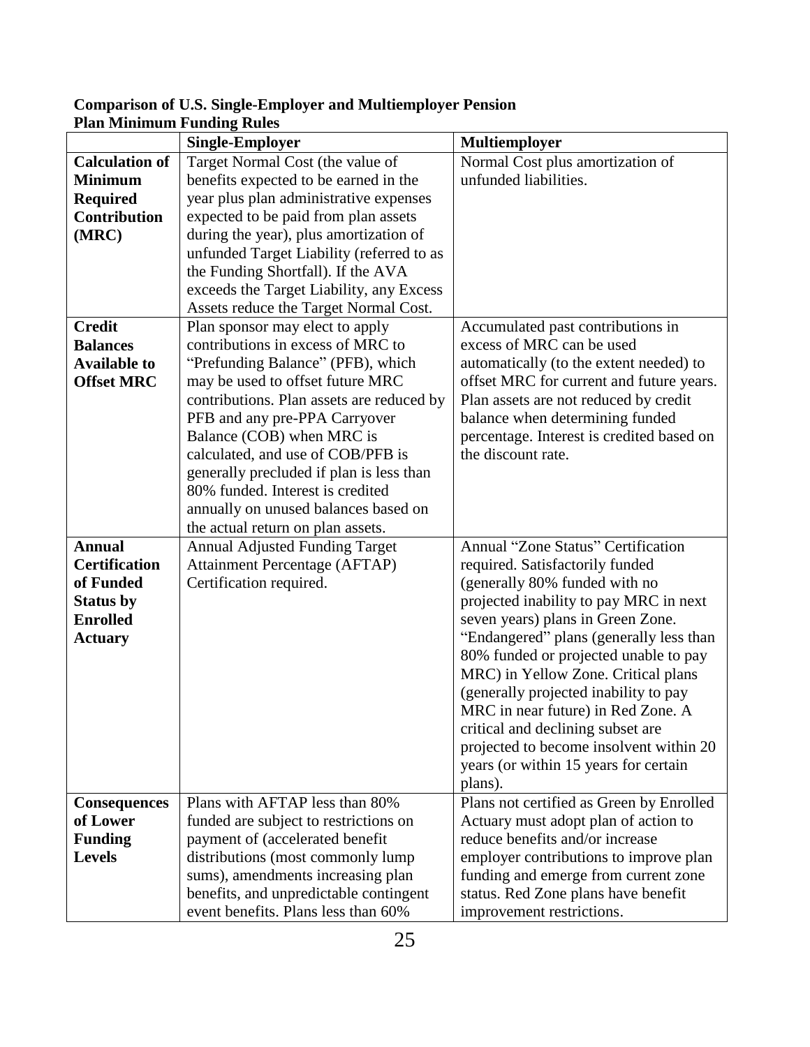**Comparison of U.S. Single-Employer and Multiemployer Pension Plan Minimum Funding Rules**

| | Single-Employer | Multiemployer |
|---|---|---|
| **Calculation of Minimum Required Contribution (MRC)** | Target Normal Cost (the value of benefits expected to be earned in the year plus plan administrative expenses expected to be paid from plan assets during the year), plus amortization of unfunded Target Liability (referred to as the Funding Shortfall). If the AVA exceeds the Target Liability, any Excess Assets reduce the Target Normal Cost. | Normal Cost plus amortization of unfunded liabilities. |
| **Credit Balances Available to Offset MRC** | Plan sponsor may elect to apply contributions in excess of MRC to "Prefunding Balance" (PFB), which may be used to offset future MRC contributions. Plan assets are reduced by PFB and any pre-PPA Carryover Balance (COB) when MRC is calculated, and use of COB/PFB is generally precluded if plan is less than 80% funded. Interest is credited annually on unused balances based on the actual return on plan assets. | Accumulated past contributions in excess of MRC can be used automatically (to the extent needed) to offset MRC for current and future years. Plan assets are not reduced by credit balance when determining funded percentage. Interest is credited based on the discount rate. |
| **Annual Certification of Funded Status by Enrolled Actuary** | Annual Adjusted Funding Target Attainment Percentage (AFTAP) Certification required. | Annual "Zone Status" Certification required. Satisfactorily funded (generally 80% funded with no projected inability to pay MRC in next seven years) plans in Green Zone. "Endangered" plans (generally less than 80% funded or projected unable to pay MRC) in Yellow Zone. Critical plans (generally projected inability to pay MRC in near future) in Red Zone. A critical and declining subset are projected to become insolvent within 20 years (or within 15 years for certain plans). |
| **Consequences of Lower Funding Levels** | Plans with AFTAP less than 80% funded are subject to restrictions on payment of (accelerated benefit distributions (most commonly lump sums), amendments increasing plan benefits, and unpredictable contingent event benefits. Plans less than 60% | Plans not certified as Green by Enrolled Actuary must adopt plan of action to reduce benefits and/or increase employer contributions to improve plan funding and emerge from current zone status. Red Zone plans have benefit improvement restrictions. |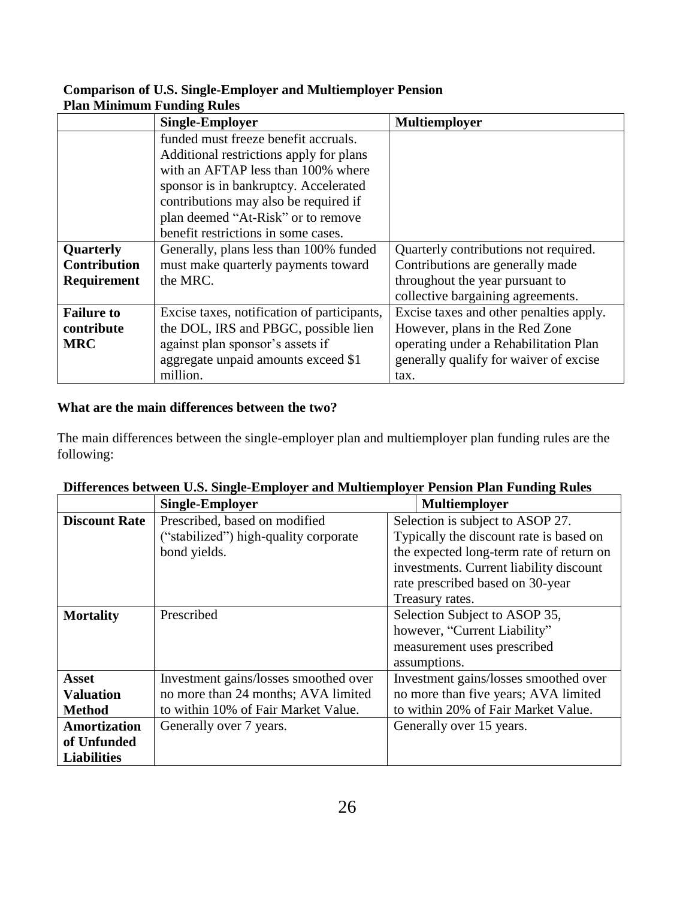**Comparison of U.S. Single-Employer and Multiemployer Pension Plan Minimum Funding Rules**

| | **Single-Employer** | **Multiemployer** |
|---|---|---|
| | funded must freeze benefit accruals. Additional restrictions apply for plans with an AFTAP less than 100% where sponsor is in bankruptcy. Accelerated contributions may also be required if plan deemed "At-Risk" or to remove benefit restrictions in some cases. | |
| **Quarterly Contribution Requirement** | Generally, plans less than 100% funded must make quarterly payments toward the MRC. | Quarterly contributions not required. Contributions are generally made throughout the year pursuant to collective bargaining agreements. |
| **Failure to contribute MRC** | Excise taxes, notification of participants, the DOL, IRS and PBGC, possible lien against plan sponsor's assets if aggregate unpaid amounts exceed $1 million. | Excise taxes and other penalties apply. However, plans in the Red Zone operating under a Rehabilitation Plan generally qualify for waiver of excise tax. |

### What are the main differences between the two?

The main differences between the single-employer plan and multiemployer plan funding rules are the following:

**Differences between U.S. Single-Employer and Multiemployer Pension Plan Funding Rules**

| | **Single-Employer** | **Multiemployer** |
|---|---|---|
| **Discount Rate** | Prescribed, based on modified ("stabilized") high-quality corporate bond yields. | Selection is subject to ASOP 27. Typically the discount rate is based on the expected long-term rate of return on investments. Current liability discount rate prescribed based on 30-year Treasury rates. |
| **Mortality** | Prescribed | Selection Subject to ASOP 35, however, "Current Liability" measurement uses prescribed assumptions. |
| **Asset Valuation Method** | Investment gains/losses smoothed over no more than 24 months; AVA limited to within 10% of Fair Market Value. | Investment gains/losses smoothed over no more than five years; AVA limited to within 20% of Fair Market Value. |
| **Amortization of Unfunded Liabilities** | Generally over 7 years. | Generally over 15 years. |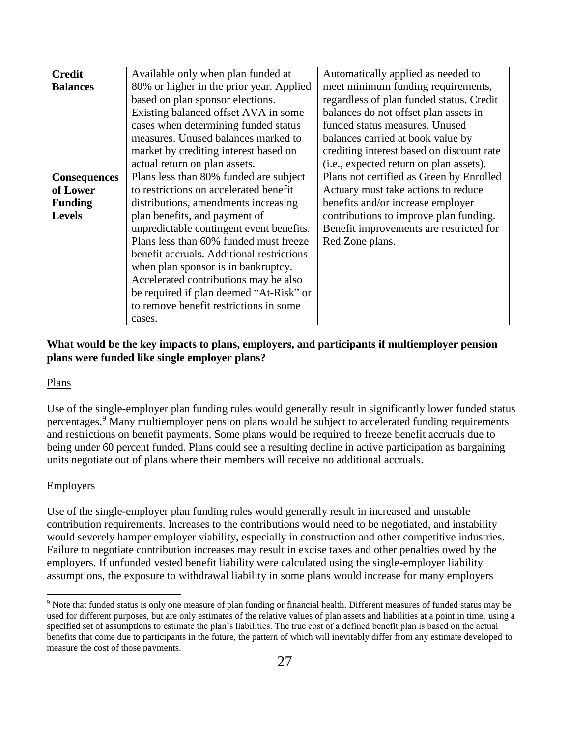| **Credit Balances** | Available only when plan funded at 80% or higher in the prior year. Applied based on plan sponsor elections. Existing balanced offset AVA in some cases when determining funded status measures. Unused balances marked to market by crediting interest based on actual return on plan assets. | Automatically applied as needed to meet minimum funding requirements, regardless of plan funded status. Credit balances do not offset plan assets in funded status measures. Unused balances carried at book value by crediting interest based on discount rate (i.e., expected return on plan assets). |
|---|---|---|
| **Consequences of Lower Funding Levels** | Plans less than 80% funded are subject to restrictions on accelerated benefit distributions, amendments increasing plan benefits, and payment of unpredictable contingent event benefits. Plans less than 60% funded must freeze benefit accruals. Additional restrictions when plan sponsor is in bankruptcy. Accelerated contributions may be also be required if plan deemed "At-Risk" or to remove benefit restrictions in some cases. | Plans not certified as Green by Enrolled Actuary must take actions to reduce benefits and/or increase employer contributions to improve plan funding. Benefit improvements are restricted for Red Zone plans. |

**What would be the key impacts to plans, employers, and participants if multiemployer pension plans were funded like single employer plans?**

Plans

Use of the single-employer plan funding rules would generally result in significantly lower funded status percentages.[9] Many multiemployer pension plans would be subject to accelerated funding requirements and restrictions on benefit payments. Some plans would be required to freeze benefit accruals due to being under 60 percent funded. Plans could see a resulting decline in active participation as bargaining units negotiate out of plans where their members will receive no additional accruals.

Employers

Use of the single-employer plan funding rules would generally result in increased and unstable contribution requirements. Increases to the contributions would need to be negotiated, and instability would severely hamper employer viability, especially in construction and other competitive industries. Failure to negotiate contribution increases may result in excise taxes and other penalties owed by the employers. If unfunded vested benefit liability were calculated using the single-employer liability assumptions, the exposure to withdrawal liability in some plans would increase for many employers

[9] Note that funded status is only one measure of plan funding or financial health. Different measures of funded status may be used for different purposes, but are only estimates of the relative values of plan assets and liabilities at a point in time, using a specified set of assumptions to estimate the plan's liabilities. The true cost of a defined benefit plan is based on the actual benefits that come due to participants in the future, the pattern of which will inevitably differ from any estimate developed to measure the cost of those payments.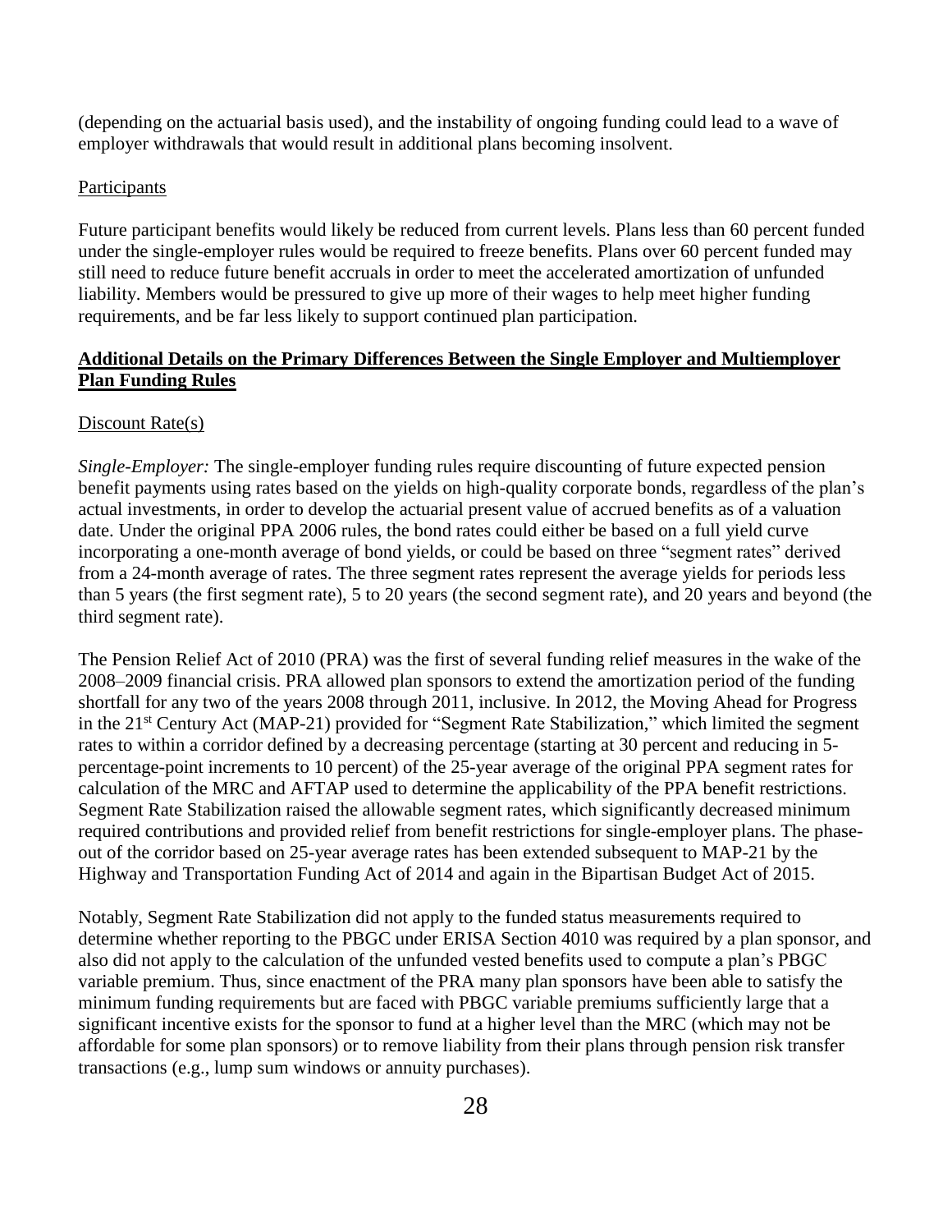(depending on the actuarial basis used), and the instability of ongoing funding could lead to a wave of employer withdrawals that would result in additional plans becoming insolvent.

Participants

Future participant benefits would likely be reduced from current levels. Plans less than 60 percent funded under the single-employer rules would be required to freeze benefits. Plans over 60 percent funded may still need to reduce future benefit accruals in order to meet the accelerated amortization of unfunded liability. Members would be pressured to give up more of their wages to help meet higher funding requirements, and be far less likely to support continued plan participation.

## Additional Details on the Primary Differences Between the Single Employer and Multiemployer Plan Funding Rules

Discount Rate(s)

*Single-Employer:* The single-employer funding rules require discounting of future expected pension benefit payments using rates based on the yields on high-quality corporate bonds, regardless of the plan's actual investments, in order to develop the actuarial present value of accrued benefits as of a valuation date. Under the original PPA 2006 rules, the bond rates could either be based on a full yield curve incorporating a one-month average of bond yields, or could be based on three "segment rates" derived from a 24-month average of rates. The three segment rates represent the average yields for periods less than 5 years (the first segment rate), 5 to 20 years (the second segment rate), and 20 years and beyond (the third segment rate).

The Pension Relief Act of 2010 (PRA) was the first of several funding relief measures in the wake of the 2008–2009 financial crisis. PRA allowed plan sponsors to extend the amortization period of the funding shortfall for any two of the years 2008 through 2011, inclusive. In 2012, the Moving Ahead for Progress in the 21st Century Act (MAP-21) provided for "Segment Rate Stabilization," which limited the segment rates to within a corridor defined by a decreasing percentage (starting at 30 percent and reducing in 5-percentage-point increments to 10 percent) of the 25-year average of the original PPA segment rates for calculation of the MRC and AFTAP used to determine the applicability of the PPA benefit restrictions. Segment Rate Stabilization raised the allowable segment rates, which significantly decreased minimum required contributions and provided relief from benefit restrictions for single-employer plans. The phase-out of the corridor based on 25-year average rates has been extended subsequent to MAP-21 by the Highway and Transportation Funding Act of 2014 and again in the Bipartisan Budget Act of 2015.

Notably, Segment Rate Stabilization did not apply to the funded status measurements required to determine whether reporting to the PBGC under ERISA Section 4010 was required by a plan sponsor, and also did not apply to the calculation of the unfunded vested benefits used to compute a plan's PBGC variable premium. Thus, since enactment of the PRA many plan sponsors have been able to satisfy the minimum funding requirements but are faced with PBGC variable premiums sufficiently large that a significant incentive exists for the sponsor to fund at a higher level than the MRC (which may not be affordable for some plan sponsors) or to remove liability from their plans through pension risk transfer transactions (e.g., lump sum windows or annuity purchases).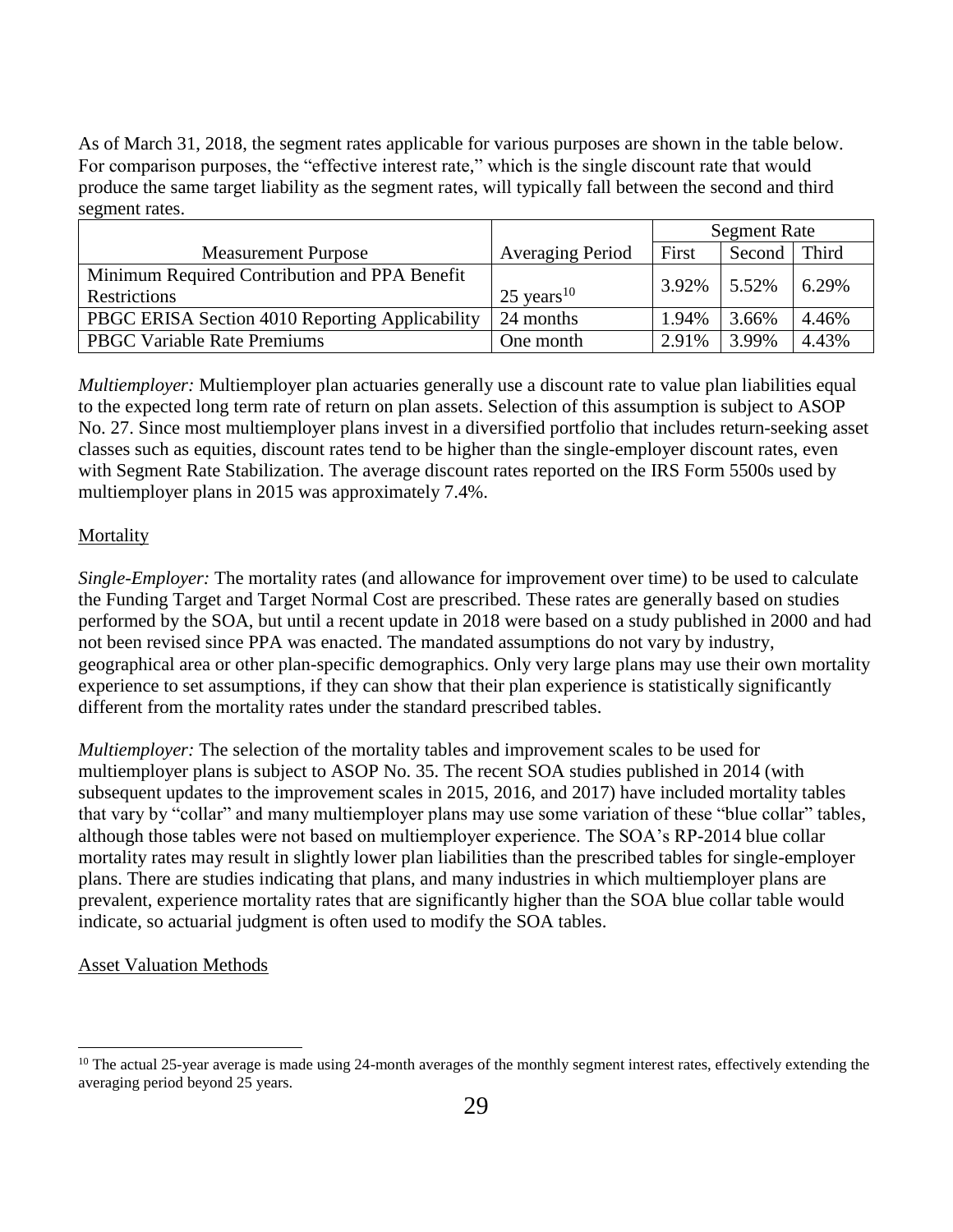As of March 31, 2018, the segment rates applicable for various purposes are shown in the table below. For comparison purposes, the "effective interest rate," which is the single discount rate that would produce the same target liability as the segment rates, will typically fall between the second and third segment rates.

| Measurement Purpose | Averaging Period | Segment Rate | | |
|---|---|---|---|---|
| | | First | Second | Third |
| Minimum Required Contribution and PPA Benefit Restrictions | 25 years[10] | 3.92% | 5.52% | 6.29% |
| PBGC ERISA Section 4010 Reporting Applicability | 24 months | 1.94% | 3.66% | 4.46% |
| PBGC Variable Rate Premiums | One month | 2.91% | 3.99% | 4.43% |

*Multiemployer:* Multiemployer plan actuaries generally use a discount rate to value plan liabilities equal to the expected long term rate of return on plan assets. Selection of this assumption is subject to ASOP No. 27. Since most multiemployer plans invest in a diversified portfolio that includes return-seeking asset classes such as equities, discount rates tend to be higher than the single-employer discount rates, even with Segment Rate Stabilization. The average discount rates reported on the IRS Form 5500s used by multiemployer plans in 2015 was approximately 7.4%.

Mortality

*Single-Employer:* The mortality rates (and allowance for improvement over time) to be used to calculate the Funding Target and Target Normal Cost are prescribed. These rates are generally based on studies performed by the SOA, but until a recent update in 2018 were based on a study published in 2000 and had not been revised since PPA was enacted. The mandated assumptions do not vary by industry, geographical area or other plan-specific demographics. Only very large plans may use their own mortality experience to set assumptions, if they can show that their plan experience is statistically significantly different from the mortality rates under the standard prescribed tables.

*Multiemployer:* The selection of the mortality tables and improvement scales to be used for multiemployer plans is subject to ASOP No. 35. The recent SOA studies published in 2014 (with subsequent updates to the improvement scales in 2015, 2016, and 2017) have included mortality tables that vary by "collar" and many multiemployer plans may use some variation of these "blue collar" tables, although those tables were not based on multiemployer experience. The SOA's RP-2014 blue collar mortality rates may result in slightly lower plan liabilities than the prescribed tables for single-employer plans. There are studies indicating that plans, and many industries in which multiemployer plans are prevalent, experience mortality rates that are significantly higher than the SOA blue collar table would indicate, so actuarial judgment is often used to modify the SOA tables.

Asset Valuation Methods

[10] The actual 25-year average is made using 24-month averages of the monthly segment interest rates, effectively extending the averaging period beyond 25 years.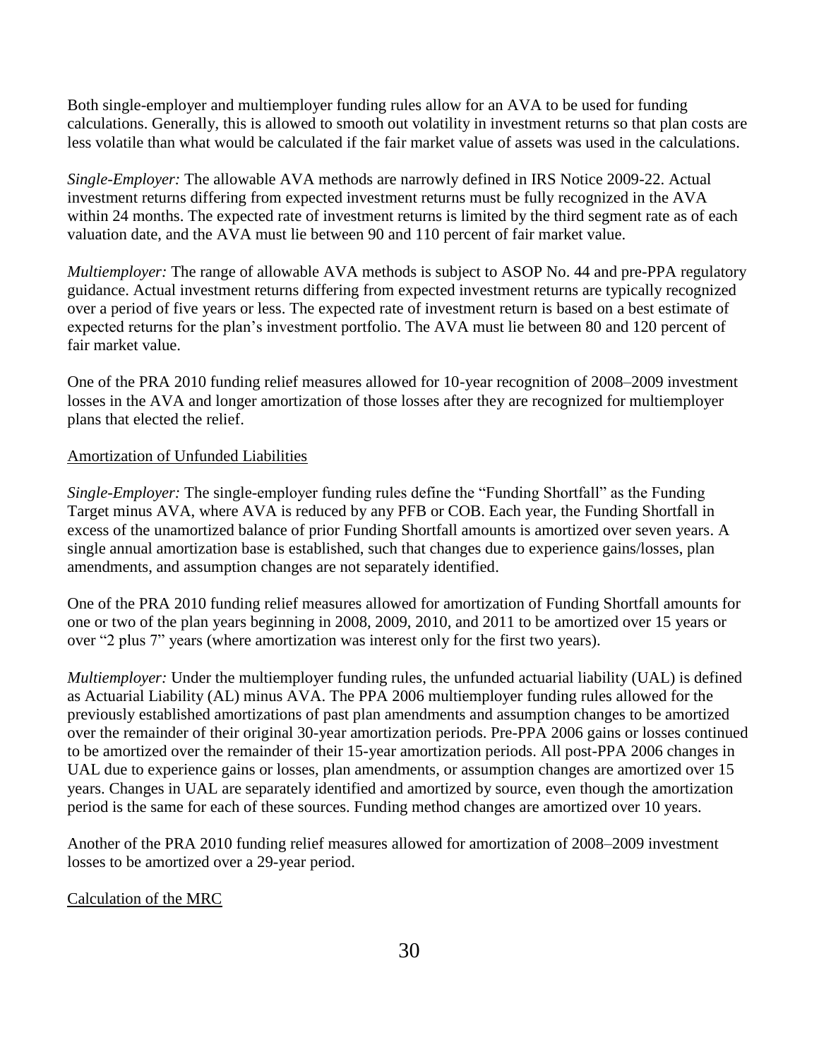Both single-employer and multiemployer funding rules allow for an AVA to be used for funding calculations. Generally, this is allowed to smooth out volatility in investment returns so that plan costs are less volatile than what would be calculated if the fair market value of assets was used in the calculations.

*Single-Employer:* The allowable AVA methods are narrowly defined in IRS Notice 2009-22. Actual investment returns differing from expected investment returns must be fully recognized in the AVA within 24 months. The expected rate of investment returns is limited by the third segment rate as of each valuation date, and the AVA must lie between 90 and 110 percent of fair market value.

*Multiemployer:* The range of allowable AVA methods is subject to ASOP No. 44 and pre-PPA regulatory guidance. Actual investment returns differing from expected investment returns are typically recognized over a period of five years or less. The expected rate of investment return is based on a best estimate of expected returns for the plan's investment portfolio. The AVA must lie between 80 and 120 percent of fair market value.

One of the PRA 2010 funding relief measures allowed for 10-year recognition of 2008–2009 investment losses in the AVA and longer amortization of those losses after they are recognized for multiemployer plans that elected the relief.

<u>Amortization of Unfunded Liabilities</u>

*Single-Employer:* The single-employer funding rules define the "Funding Shortfall" as the Funding Target minus AVA, where AVA is reduced by any PFB or COB. Each year, the Funding Shortfall in excess of the unamortized balance of prior Funding Shortfall amounts is amortized over seven years. A single annual amortization base is established, such that changes due to experience gains/losses, plan amendments, and assumption changes are not separately identified.

One of the PRA 2010 funding relief measures allowed for amortization of Funding Shortfall amounts for one or two of the plan years beginning in 2008, 2009, 2010, and 2011 to be amortized over 15 years or over "2 plus 7" years (where amortization was interest only for the first two years).

*Multiemployer:* Under the multiemployer funding rules, the unfunded actuarial liability (UAL) is defined as Actuarial Liability (AL) minus AVA. The PPA 2006 multiemployer funding rules allowed for the previously established amortizations of past plan amendments and assumption changes to be amortized over the remainder of their original 30-year amortization periods. Pre-PPA 2006 gains or losses continued to be amortized over the remainder of their 15-year amortization periods. All post-PPA 2006 changes in UAL due to experience gains or losses, plan amendments, or assumption changes are amortized over 15 years. Changes in UAL are separately identified and amortized by source, even though the amortization period is the same for each of these sources. Funding method changes are amortized over 10 years.

Another of the PRA 2010 funding relief measures allowed for amortization of 2008–2009 investment losses to be amortized over a 29-year period.

<u>Calculation of the MRC</u>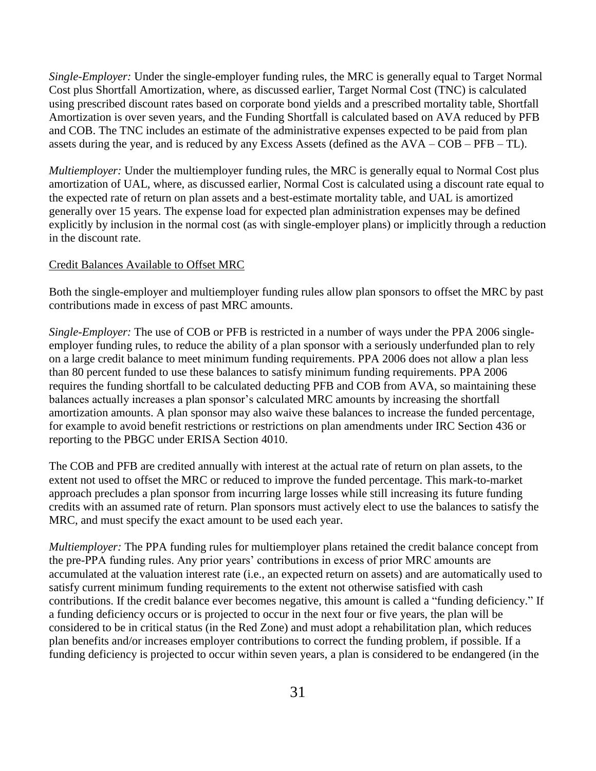*Single-Employer:* Under the single-employer funding rules, the MRC is generally equal to Target Normal Cost plus Shortfall Amortization, where, as discussed earlier, Target Normal Cost (TNC) is calculated using prescribed discount rates based on corporate bond yields and a prescribed mortality table, Shortfall Amortization is over seven years, and the Funding Shortfall is calculated based on AVA reduced by PFB and COB. The TNC includes an estimate of the administrative expenses expected to be paid from plan assets during the year, and is reduced by any Excess Assets (defined as the AVA – COB – PFB – TL).

*Multiemployer:* Under the multiemployer funding rules, the MRC is generally equal to Normal Cost plus amortization of UAL, where, as discussed earlier, Normal Cost is calculated using a discount rate equal to the expected rate of return on plan assets and a best-estimate mortality table, and UAL is amortized generally over 15 years. The expense load for expected plan administration expenses may be defined explicitly by inclusion in the normal cost (as with single-employer plans) or implicitly through a reduction in the discount rate.

Credit Balances Available to Offset MRC

Both the single-employer and multiemployer funding rules allow plan sponsors to offset the MRC by past contributions made in excess of past MRC amounts.

*Single-Employer:* The use of COB or PFB is restricted in a number of ways under the PPA 2006 single-employer funding rules, to reduce the ability of a plan sponsor with a seriously underfunded plan to rely on a large credit balance to meet minimum funding requirements. PPA 2006 does not allow a plan less than 80 percent funded to use these balances to satisfy minimum funding requirements. PPA 2006 requires the funding shortfall to be calculated deducting PFB and COB from AVA, so maintaining these balances actually increases a plan sponsor's calculated MRC amounts by increasing the shortfall amortization amounts. A plan sponsor may also waive these balances to increase the funded percentage, for example to avoid benefit restrictions or restrictions on plan amendments under IRC Section 436 or reporting to the PBGC under ERISA Section 4010.

The COB and PFB are credited annually with interest at the actual rate of return on plan assets, to the extent not used to offset the MRC or reduced to improve the funded percentage. This mark-to-market approach precludes a plan sponsor from incurring large losses while still increasing its future funding credits with an assumed rate of return. Plan sponsors must actively elect to use the balances to satisfy the MRC, and must specify the exact amount to be used each year.

*Multiemployer:* The PPA funding rules for multiemployer plans retained the credit balance concept from the pre-PPA funding rules. Any prior years' contributions in excess of prior MRC amounts are accumulated at the valuation interest rate (i.e., an expected return on assets) and are automatically used to satisfy current minimum funding requirements to the extent not otherwise satisfied with cash contributions. If the credit balance ever becomes negative, this amount is called a "funding deficiency." If a funding deficiency occurs or is projected to occur in the next four or five years, the plan will be considered to be in critical status (in the Red Zone) and must adopt a rehabilitation plan, which reduces plan benefits and/or increases employer contributions to correct the funding problem, if possible. If a funding deficiency is projected to occur within seven years, a plan is considered to be endangered (in the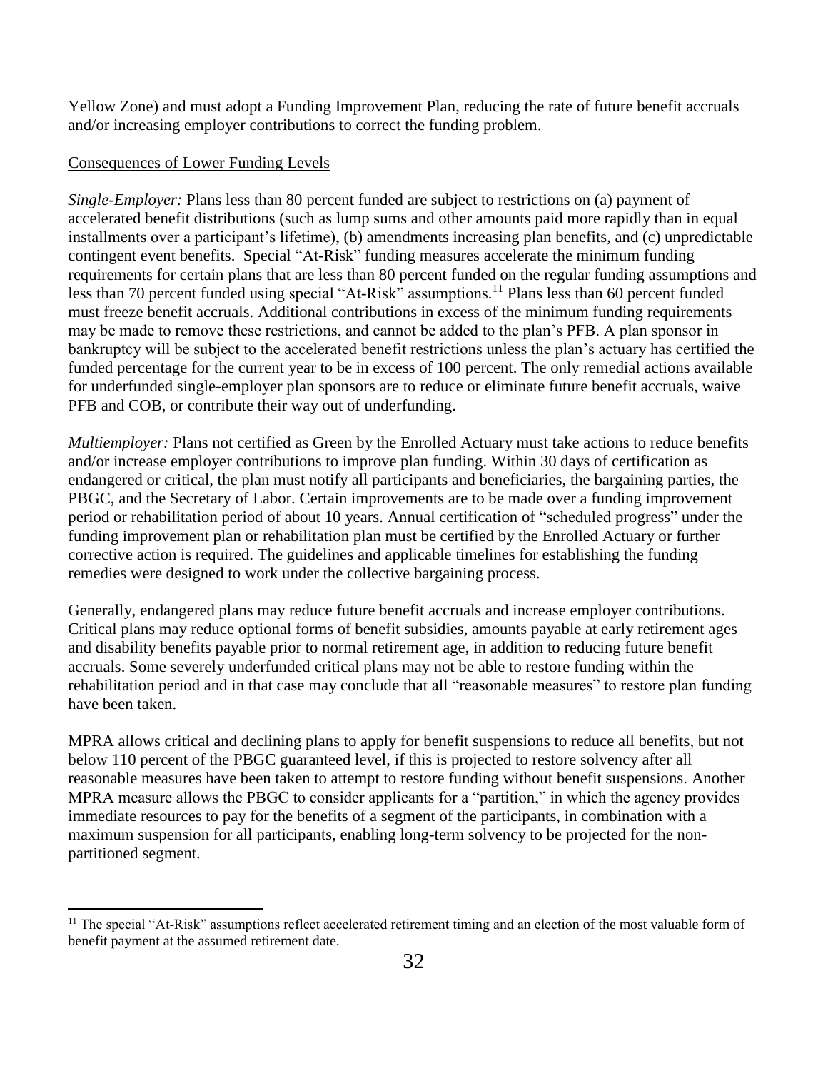Yellow Zone) and must adopt a Funding Improvement Plan, reducing the rate of future benefit accruals and/or increasing employer contributions to correct the funding problem.

Consequences of Lower Funding Levels

*Single-Employer:* Plans less than 80 percent funded are subject to restrictions on (a) payment of accelerated benefit distributions (such as lump sums and other amounts paid more rapidly than in equal installments over a participant's lifetime), (b) amendments increasing plan benefits, and (c) unpredictable contingent event benefits. Special "At-Risk" funding measures accelerate the minimum funding requirements for certain plans that are less than 80 percent funded on the regular funding assumptions and less than 70 percent funded using special "At-Risk" assumptions.[11] Plans less than 60 percent funded must freeze benefit accruals. Additional contributions in excess of the minimum funding requirements may be made to remove these restrictions, and cannot be added to the plan's PFB. A plan sponsor in bankruptcy will be subject to the accelerated benefit restrictions unless the plan's actuary has certified the funded percentage for the current year to be in excess of 100 percent. The only remedial actions available for underfunded single-employer plan sponsors are to reduce or eliminate future benefit accruals, waive PFB and COB, or contribute their way out of underfunding.

*Multiemployer:* Plans not certified as Green by the Enrolled Actuary must take actions to reduce benefits and/or increase employer contributions to improve plan funding. Within 30 days of certification as endangered or critical, the plan must notify all participants and beneficiaries, the bargaining parties, the PBGC, and the Secretary of Labor. Certain improvements are to be made over a funding improvement period or rehabilitation period of about 10 years. Annual certification of "scheduled progress" under the funding improvement plan or rehabilitation plan must be certified by the Enrolled Actuary or further corrective action is required. The guidelines and applicable timelines for establishing the funding remedies were designed to work under the collective bargaining process.

Generally, endangered plans may reduce future benefit accruals and increase employer contributions. Critical plans may reduce optional forms of benefit subsidies, amounts payable at early retirement ages and disability benefits payable prior to normal retirement age, in addition to reducing future benefit accruals. Some severely underfunded critical plans may not be able to restore funding within the rehabilitation period and in that case may conclude that all "reasonable measures" to restore plan funding have been taken.

MPRA allows critical and declining plans to apply for benefit suspensions to reduce all benefits, but not below 110 percent of the PBGC guaranteed level, if this is projected to restore solvency after all reasonable measures have been taken to attempt to restore funding without benefit suspensions. Another MPRA measure allows the PBGC to consider applicants for a "partition," in which the agency provides immediate resources to pay for the benefits of a segment of the participants, in combination with a maximum suspension for all participants, enabling long-term solvency to be projected for the non-partitioned segment.

---

[11] The special "At-Risk" assumptions reflect accelerated retirement timing and an election of the most valuable form of benefit payment at the assumed retirement date.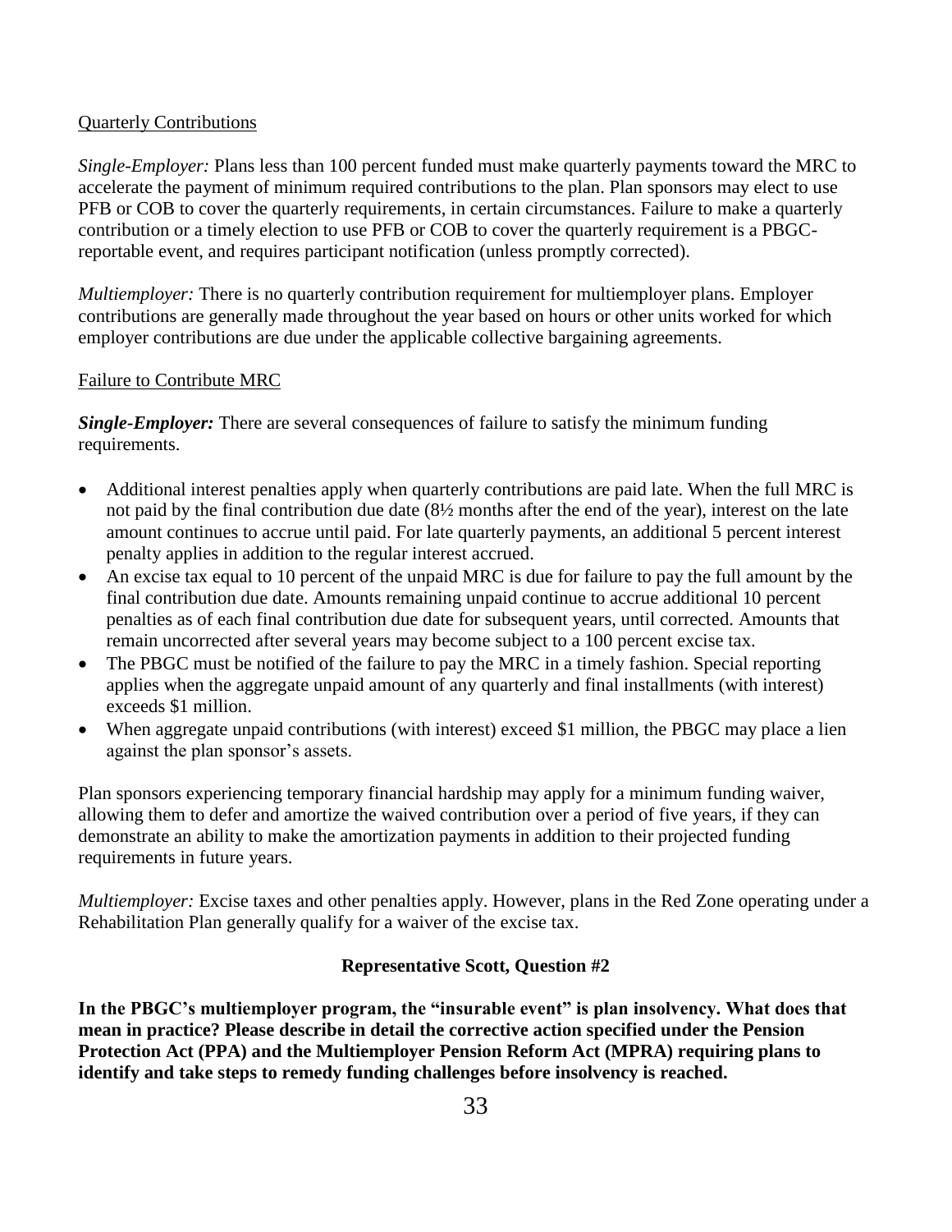Quarterly Contributions

*Single-Employer:* Plans less than 100 percent funded must make quarterly payments toward the MRC to accelerate the payment of minimum required contributions to the plan. Plan sponsors may elect to use PFB or COB to cover the quarterly requirements, in certain circumstances. Failure to make a quarterly contribution or a timely election to use PFB or COB to cover the quarterly requirement is a PBGC-reportable event, and requires participant notification (unless promptly corrected).

*Multiemployer:* There is no quarterly contribution requirement for multiemployer plans. Employer contributions are generally made throughout the year based on hours or other units worked for which employer contributions are due under the applicable collective bargaining agreements.

Failure to Contribute MRC

***Single-Employer:*** There are several consequences of failure to satisfy the minimum funding requirements.

- Additional interest penalties apply when quarterly contributions are paid late. When the full MRC is not paid by the final contribution due date (8½ months after the end of the year), interest on the late amount continues to accrue until paid. For late quarterly payments, an additional 5 percent interest penalty applies in addition to the regular interest accrued.
- An excise tax equal to 10 percent of the unpaid MRC is due for failure to pay the full amount by the final contribution due date. Amounts remaining unpaid continue to accrue additional 10 percent penalties as of each final contribution due date for subsequent years, until corrected. Amounts that remain uncorrected after several years may become subject to a 100 percent excise tax.
- The PBGC must be notified of the failure to pay the MRC in a timely fashion. Special reporting applies when the aggregate unpaid amount of any quarterly and final installments (with interest) exceeds \$1 million.
- When aggregate unpaid contributions (with interest) exceed \$1 million, the PBGC may place a lien against the plan sponsor's assets.

Plan sponsors experiencing temporary financial hardship may apply for a minimum funding waiver, allowing them to defer and amortize the waived contribution over a period of five years, if they can demonstrate an ability to make the amortization payments in addition to their projected funding requirements in future years.

*Multiemployer:* Excise taxes and other penalties apply. However, plans in the Red Zone operating under a Rehabilitation Plan generally qualify for a waiver of the excise tax.

**Representative Scott, Question #2**

**In the PBGC's multiemployer program, the "insurable event" is plan insolvency. What does that mean in practice? Please describe in detail the corrective action specified under the Pension Protection Act (PPA) and the Multiemployer Pension Reform Act (MPRA) requiring plans to identify and take steps to remedy funding challenges before insolvency is reached.**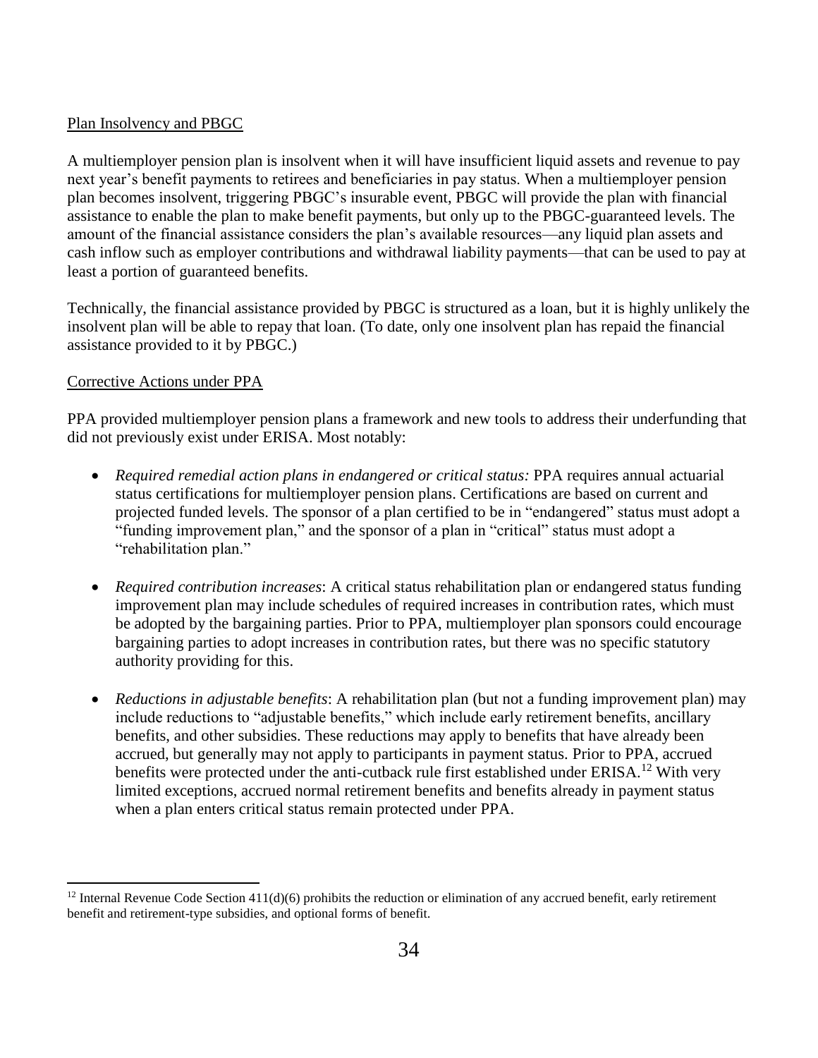Plan Insolvency and PBGC

A multiemployer pension plan is insolvent when it will have insufficient liquid assets and revenue to pay next year's benefit payments to retirees and beneficiaries in pay status. When a multiemployer pension plan becomes insolvent, triggering PBGC's insurable event, PBGC will provide the plan with financial assistance to enable the plan to make benefit payments, but only up to the PBGC-guaranteed levels. The amount of the financial assistance considers the plan's available resources—any liquid plan assets and cash inflow such as employer contributions and withdrawal liability payments—that can be used to pay at least a portion of guaranteed benefits.

Technically, the financial assistance provided by PBGC is structured as a loan, but it is highly unlikely the insolvent plan will be able to repay that loan. (To date, only one insolvent plan has repaid the financial assistance provided to it by PBGC.)

Corrective Actions under PPA

PPA provided multiemployer pension plans a framework and new tools to address their underfunding that did not previously exist under ERISA. Most notably:

- *Required remedial action plans in endangered or critical status:* PPA requires annual actuarial status certifications for multiemployer pension plans. Certifications are based on current and projected funded levels. The sponsor of a plan certified to be in "endangered" status must adopt a "funding improvement plan," and the sponsor of a plan in "critical" status must adopt a "rehabilitation plan."

- *Required contribution increases*: A critical status rehabilitation plan or endangered status funding improvement plan may include schedules of required increases in contribution rates, which must be adopted by the bargaining parties. Prior to PPA, multiemployer plan sponsors could encourage bargaining parties to adopt increases in contribution rates, but there was no specific statutory authority providing for this.

- *Reductions in adjustable benefits*: A rehabilitation plan (but not a funding improvement plan) may include reductions to "adjustable benefits," which include early retirement benefits, ancillary benefits, and other subsidies. These reductions may apply to benefits that have already been accrued, but generally may not apply to participants in payment status. Prior to PPA, accrued benefits were protected under the anti-cutback rule first established under ERISA.[12] With very limited exceptions, accrued normal retirement benefits and benefits already in payment status when a plan enters critical status remain protected under PPA.

[12] Internal Revenue Code Section 411(d)(6) prohibits the reduction or elimination of any accrued benefit, early retirement benefit and retirement-type subsidies, and optional forms of benefit.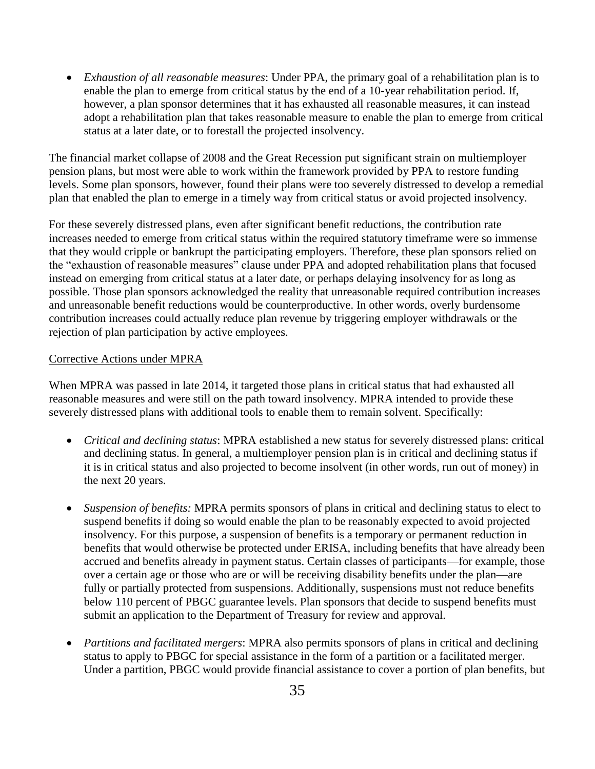- *Exhaustion of all reasonable measures*: Under PPA, the primary goal of a rehabilitation plan is to enable the plan to emerge from critical status by the end of a 10-year rehabilitation period. If, however, a plan sponsor determines that it has exhausted all reasonable measures, it can instead adopt a rehabilitation plan that takes reasonable measure to enable the plan to emerge from critical status at a later date, or to forestall the projected insolvency.

The financial market collapse of 2008 and the Great Recession put significant strain on multiemployer pension plans, but most were able to work within the framework provided by PPA to restore funding levels. Some plan sponsors, however, found their plans were too severely distressed to develop a remedial plan that enabled the plan to emerge in a timely way from critical status or avoid projected insolvency.

For these severely distressed plans, even after significant benefit reductions, the contribution rate increases needed to emerge from critical status within the required statutory timeframe were so immense that they would cripple or bankrupt the participating employers. Therefore, these plan sponsors relied on the "exhaustion of reasonable measures" clause under PPA and adopted rehabilitation plans that focused instead on emerging from critical status at a later date, or perhaps delaying insolvency for as long as possible. Those plan sponsors acknowledged the reality that unreasonable required contribution increases and unreasonable benefit reductions would be counterproductive. In other words, overly burdensome contribution increases could actually reduce plan revenue by triggering employer withdrawals or the rejection of plan participation by active employees.

<u>Corrective Actions under MPRA</u>

When MPRA was passed in late 2014, it targeted those plans in critical status that had exhausted all reasonable measures and were still on the path toward insolvency. MPRA intended to provide these severely distressed plans with additional tools to enable them to remain solvent. Specifically:

- *Critical and declining status*: MPRA established a new status for severely distressed plans: critical and declining status. In general, a multiemployer pension plan is in critical and declining status if it is in critical status and also projected to become insolvent (in other words, run out of money) in the next 20 years.

- *Suspension of benefits:* MPRA permits sponsors of plans in critical and declining status to elect to suspend benefits if doing so would enable the plan to be reasonably expected to avoid projected insolvency. For this purpose, a suspension of benefits is a temporary or permanent reduction in benefits that would otherwise be protected under ERISA, including benefits that have already been accrued and benefits already in payment status. Certain classes of participants—for example, those over a certain age or those who are or will be receiving disability benefits under the plan—are fully or partially protected from suspensions. Additionally, suspensions must not reduce benefits below 110 percent of PBGC guarantee levels. Plan sponsors that decide to suspend benefits must submit an application to the Department of Treasury for review and approval.

- *Partitions and facilitated mergers*: MPRA also permits sponsors of plans in critical and declining status to apply to PBGC for special assistance in the form of a partition or a facilitated merger. Under a partition, PBGC would provide financial assistance to cover a portion of plan benefits, but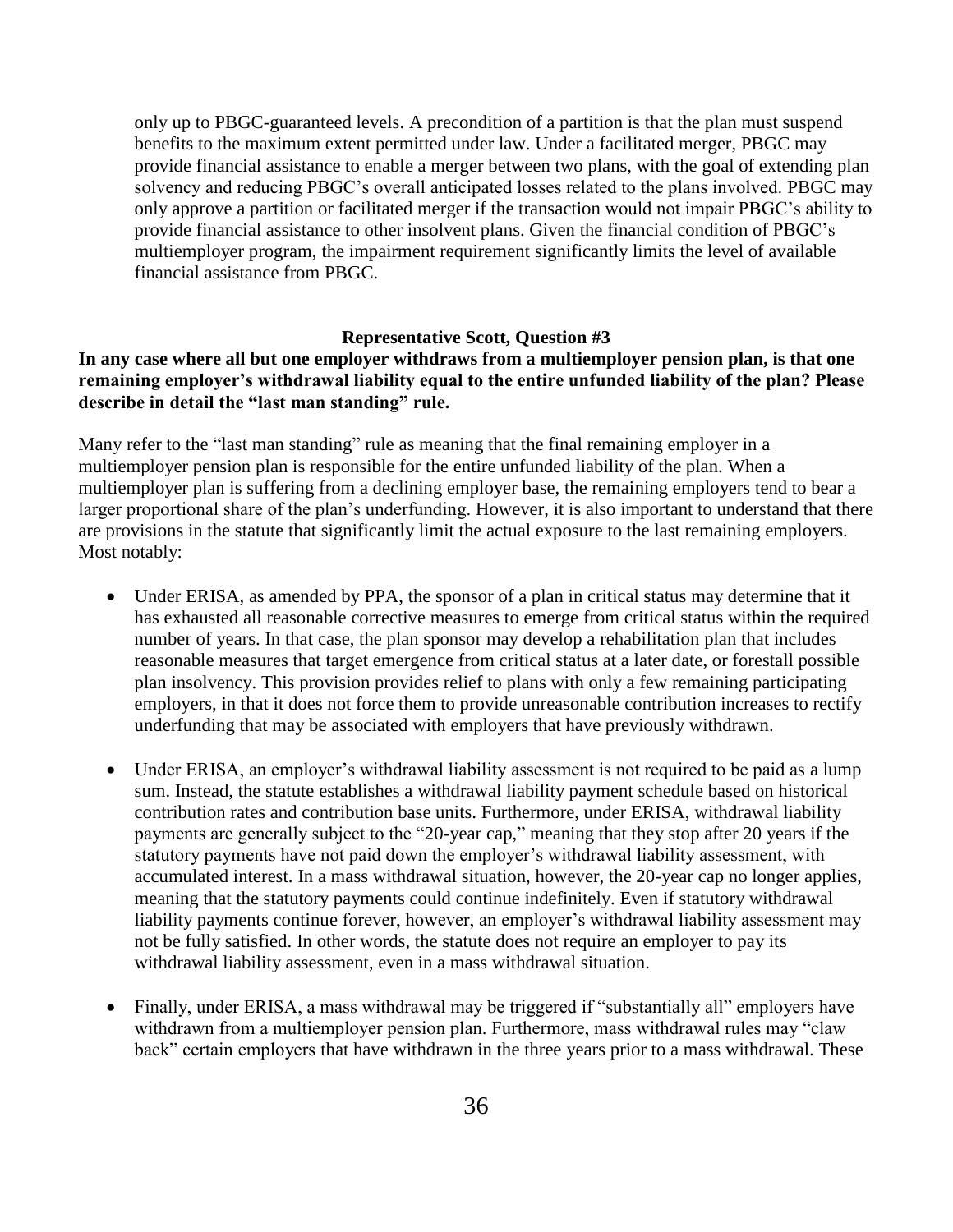only up to PBGC-guaranteed levels. A precondition of a partition is that the plan must suspend benefits to the maximum extent permitted under law. Under a facilitated merger, PBGC may provide financial assistance to enable a merger between two plans, with the goal of extending plan solvency and reducing PBGC's overall anticipated losses related to the plans involved. PBGC may only approve a partition or facilitated merger if the transaction would not impair PBGC's ability to provide financial assistance to other insolvent plans. Given the financial condition of PBGC's multiemployer program, the impairment requirement significantly limits the level of available financial assistance from PBGC.

**Representative Scott, Question #3**

**In any case where all but one employer withdraws from a multiemployer pension plan, is that one remaining employer's withdrawal liability equal to the entire unfunded liability of the plan? Please describe in detail the "last man standing" rule.**

Many refer to the "last man standing" rule as meaning that the final remaining employer in a multiemployer pension plan is responsible for the entire unfunded liability of the plan. When a multiemployer plan is suffering from a declining employer base, the remaining employers tend to bear a larger proportional share of the plan's underfunding. However, it is also important to understand that there are provisions in the statute that significantly limit the actual exposure to the last remaining employers. Most notably:

- Under ERISA, as amended by PPA, the sponsor of a plan in critical status may determine that it has exhausted all reasonable corrective measures to emerge from critical status within the required number of years. In that case, the plan sponsor may develop a rehabilitation plan that includes reasonable measures that target emergence from critical status at a later date, or forestall possible plan insolvency. This provision provides relief to plans with only a few remaining participating employers, in that it does not force them to provide unreasonable contribution increases to rectify underfunding that may be associated with employers that have previously withdrawn.

- Under ERISA, an employer's withdrawal liability assessment is not required to be paid as a lump sum. Instead, the statute establishes a withdrawal liability payment schedule based on historical contribution rates and contribution base units. Furthermore, under ERISA, withdrawal liability payments are generally subject to the "20-year cap," meaning that they stop after 20 years if the statutory payments have not paid down the employer's withdrawal liability assessment, with accumulated interest. In a mass withdrawal situation, however, the 20-year cap no longer applies, meaning that the statutory payments could continue indefinitely. Even if statutory withdrawal liability payments continue forever, however, an employer's withdrawal liability assessment may not be fully satisfied. In other words, the statute does not require an employer to pay its withdrawal liability assessment, even in a mass withdrawal situation.

- Finally, under ERISA, a mass withdrawal may be triggered if "substantially all" employers have withdrawn from a multiemployer pension plan. Furthermore, mass withdrawal rules may "claw back" certain employers that have withdrawn in the three years prior to a mass withdrawal. These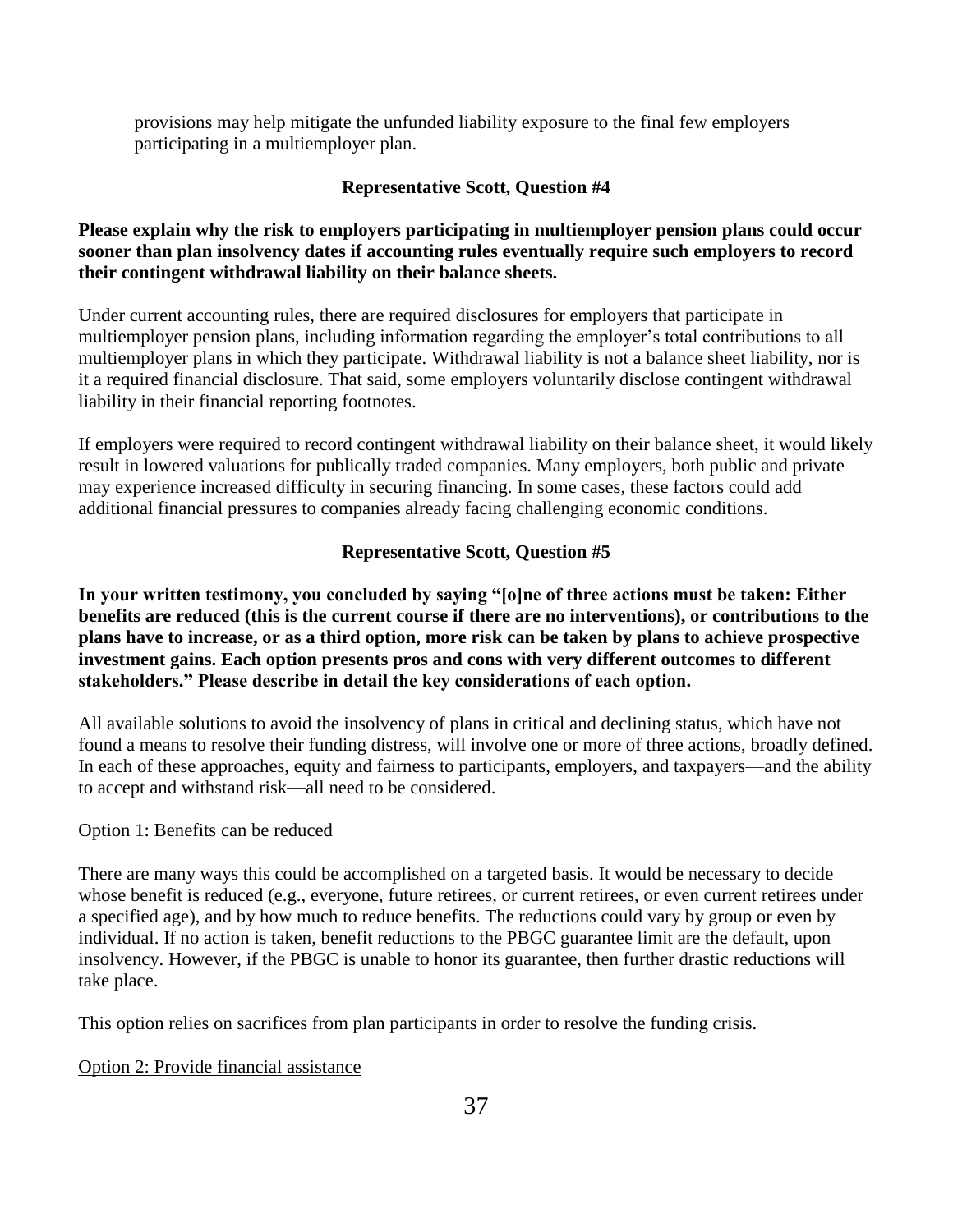provisions may help mitigate the unfunded liability exposure to the final few employers participating in a multiemployer plan.

### Representative Scott, Question #4

**Please explain why the risk to employers participating in multiemployer pension plans could occur sooner than plan insolvency dates if accounting rules eventually require such employers to record their contingent withdrawal liability on their balance sheets.**

Under current accounting rules, there are required disclosures for employers that participate in multiemployer pension plans, including information regarding the employer's total contributions to all multiemployer plans in which they participate. Withdrawal liability is not a balance sheet liability, nor is it a required financial disclosure. That said, some employers voluntarily disclose contingent withdrawal liability in their financial reporting footnotes.

If employers were required to record contingent withdrawal liability on their balance sheet, it would likely result in lowered valuations for publically traded companies. Many employers, both public and private may experience increased difficulty in securing financing. In some cases, these factors could add additional financial pressures to companies already facing challenging economic conditions.

### Representative Scott, Question #5

**In your written testimony, you concluded by saying "[o]ne of three actions must be taken: Either benefits are reduced (this is the current course if there are no interventions), or contributions to the plans have to increase, or as a third option, more risk can be taken by plans to achieve prospective investment gains. Each option presents pros and cons with very different outcomes to different stakeholders." Please describe in detail the key considerations of each option.**

All available solutions to avoid the insolvency of plans in critical and declining status, which have not found a means to resolve their funding distress, will involve one or more of three actions, broadly defined. In each of these approaches, equity and fairness to participants, employers, and taxpayers—and the ability to accept and withstand risk—all need to be considered.

Option 1: Benefits can be reduced

There are many ways this could be accomplished on a targeted basis. It would be necessary to decide whose benefit is reduced (e.g., everyone, future retirees, or current retirees, or even current retirees under a specified age), and by how much to reduce benefits. The reductions could vary by group or even by individual. If no action is taken, benefit reductions to the PBGC guarantee limit are the default, upon insolvency. However, if the PBGC is unable to honor its guarantee, then further drastic reductions will take place.

This option relies on sacrifices from plan participants in order to resolve the funding crisis.

Option 2: Provide financial assistance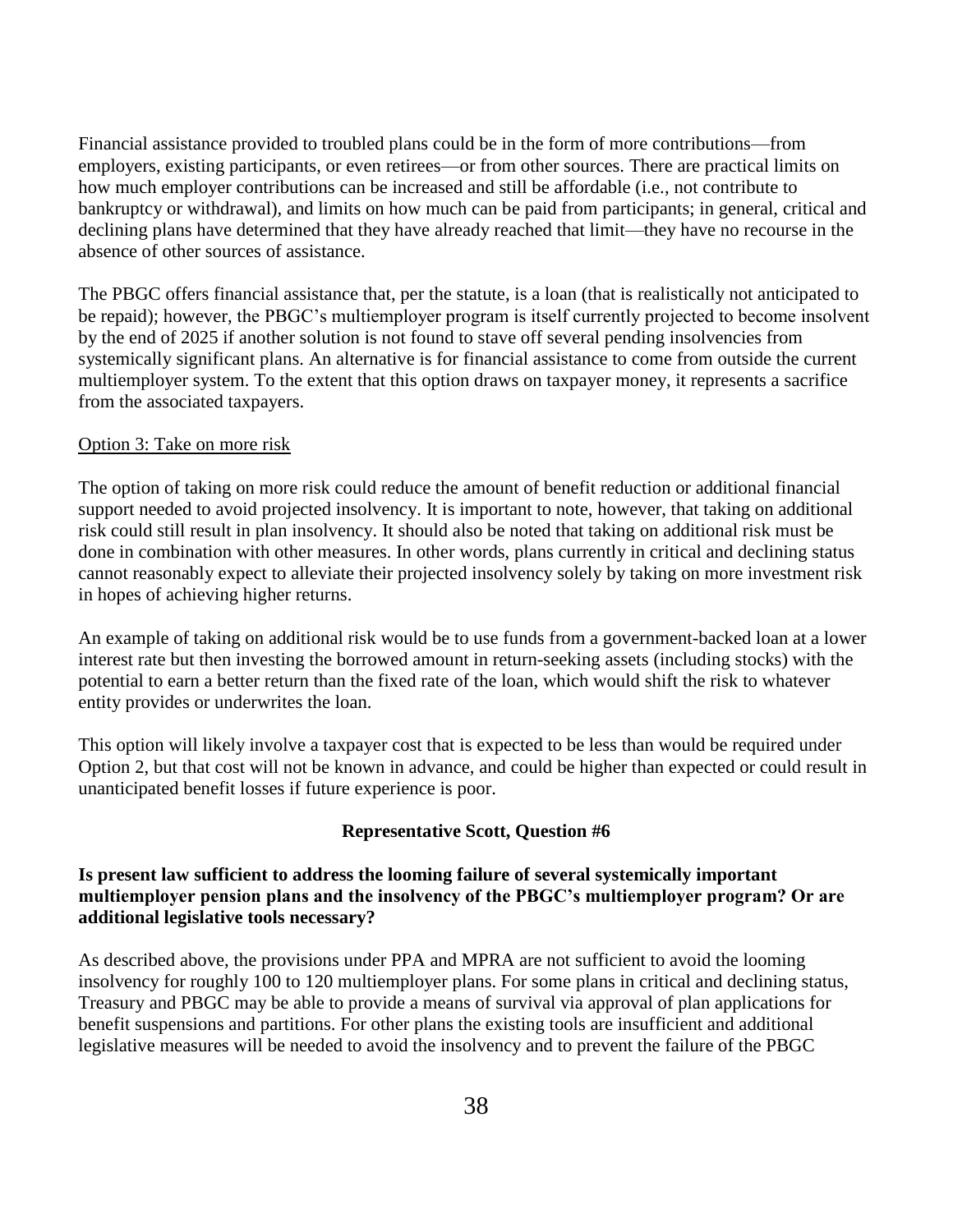Financial assistance provided to troubled plans could be in the form of more contributions—from employers, existing participants, or even retirees—or from other sources. There are practical limits on how much employer contributions can be increased and still be affordable (i.e., not contribute to bankruptcy or withdrawal), and limits on how much can be paid from participants; in general, critical and declining plans have determined that they have already reached that limit—they have no recourse in the absence of other sources of assistance.

The PBGC offers financial assistance that, per the statute, is a loan (that is realistically not anticipated to be repaid); however, the PBGC's multiemployer program is itself currently projected to become insolvent by the end of 2025 if another solution is not found to stave off several pending insolvencies from systemically significant plans. An alternative is for financial assistance to come from outside the current multiemployer system. To the extent that this option draws on taxpayer money, it represents a sacrifice from the associated taxpayers.

Option 3: Take on more risk

The option of taking on more risk could reduce the amount of benefit reduction or additional financial support needed to avoid projected insolvency. It is important to note, however, that taking on additional risk could still result in plan insolvency. It should also be noted that taking on additional risk must be done in combination with other measures. In other words, plans currently in critical and declining status cannot reasonably expect to alleviate their projected insolvency solely by taking on more investment risk in hopes of achieving higher returns.

An example of taking on additional risk would be to use funds from a government-backed loan at a lower interest rate but then investing the borrowed amount in return-seeking assets (including stocks) with the potential to earn a better return than the fixed rate of the loan, which would shift the risk to whatever entity provides or underwrites the loan.

This option will likely involve a taxpayer cost that is expected to be less than would be required under Option 2, but that cost will not be known in advance, and could be higher than expected or could result in unanticipated benefit losses if future experience is poor.

**Representative Scott, Question #6**

**Is present law sufficient to address the looming failure of several systemically important multiemployer pension plans and the insolvency of the PBGC's multiemployer program? Or are additional legislative tools necessary?**

As described above, the provisions under PPA and MPRA are not sufficient to avoid the looming insolvency for roughly 100 to 120 multiemployer plans. For some plans in critical and declining status, Treasury and PBGC may be able to provide a means of survival via approval of plan applications for benefit suspensions and partitions. For other plans the existing tools are insufficient and additional legislative measures will be needed to avoid the insolvency and to prevent the failure of the PBGC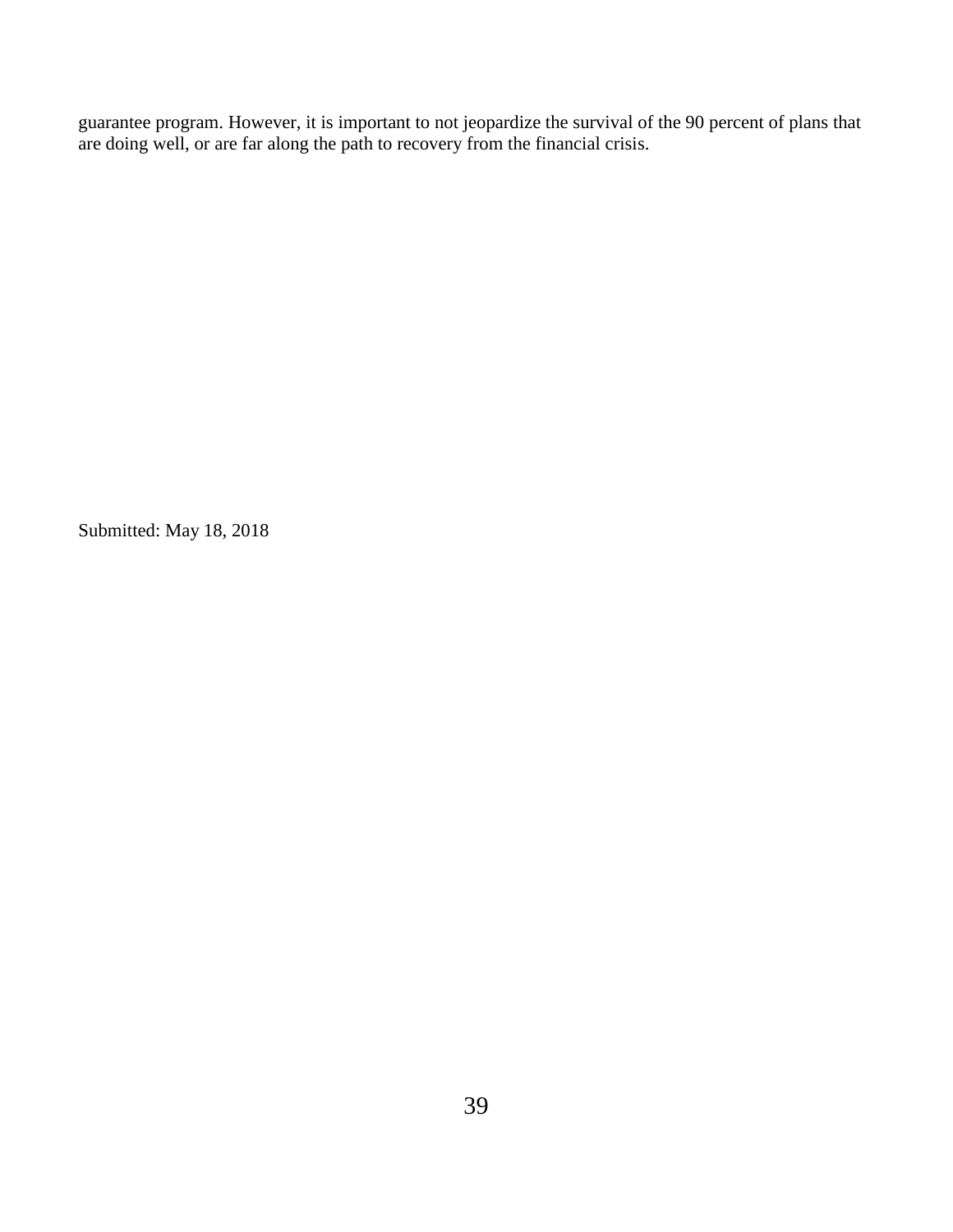guarantee program. However, it is important to not jeopardize the survival of the 90 percent of plans that are doing well, or are far along the path to recovery from the financial crisis.

Submitted: May 18, 2018